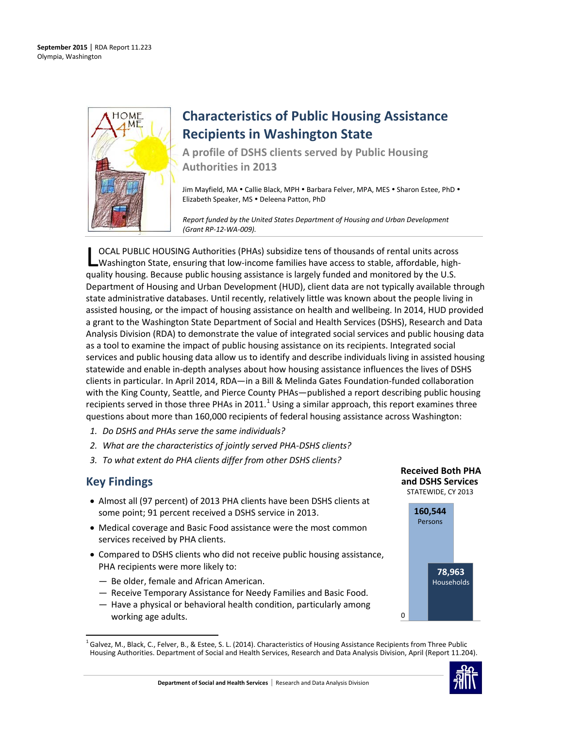**September 2015** | RDA Report 11.223
Olympia, Washington

# Characteristics of Public Housing Assistance Recipients in Washington State

## A profile of DSHS clients served by Public Housing Authorities in 2013

Jim Mayfield, MA • Callie Black, MPH • Barbara Felver, MPA, MES • Sharon Estee, PhD • Elizabeth Speaker, MS • Deleena Patton, PhD

*Report funded by the United States Department of Housing and Urban Development (Grant RP-12-WA-009).*

LOCAL PUBLIC HOUSING Authorities (PHAs) subsidize tens of thousands of rental units across Washington State, ensuring that low-income families have access to stable, affordable, high-quality housing. Because public housing assistance is largely funded and monitored by the U.S. Department of Housing and Urban Development (HUD), client data are not typically available through state administrative databases. Until recently, relatively little was known about the people living in assisted housing, or the impact of housing assistance on health and wellbeing. In 2014, HUD provided a grant to the Washington State Department of Social and Health Services (DSHS), Research and Data Analysis Division (RDA) to demonstrate the value of integrated social services and public housing data as a tool to examine the impact of public housing assistance on its recipients. Integrated social services and public housing data allow us to identify and describe individuals living in assisted housing statewide and enable in-depth analyses about how housing assistance influences the lives of DSHS clients in particular. In April 2014, RDA—in a Bill & Melinda Gates Foundation-funded collaboration with the King County, Seattle, and Pierce County PHAs—published a report describing public housing recipients served in those three PHAs in 2011.[1] Using a similar approach, this report examines three questions about more than 160,000 recipients of federal housing assistance across Washington:

1. *Do DSHS and PHAs serve the same individuals?*
2. *What are the characteristics of jointly served PHA-DSHS clients?*
3. *To what extent do PHA clients differ from other DSHS clients?*

## Key Findings

- Almost all (97 percent) of 2013 PHA clients have been DSHS clients at some point; 91 percent received a DSHS service in 2013.
- Medical coverage and Basic Food assistance were the most common services received by PHA clients.
- Compared to DSHS clients who did not receive public housing assistance, PHA recipients were more likely to:
  - Be older, female and African American.
  - Receive Temporary Assistance for Needy Families and Basic Food.
  - Have a physical or behavioral health condition, particularly among working age adults.

**Received Both PHA and DSHS Services**
STATEWIDE, CY 2013

| | Count |
|---|---|
| Persons | 160,544 |
| Households | 78,963 |

[1] Galvez, M., Black, C., Felver, B., & Estee, S. L. (2014). Characteristics of Housing Assistance Recipients from Three Public Housing Authorities. Department of Social and Health Services, Research and Data Analysis Division, April (Report 11.204).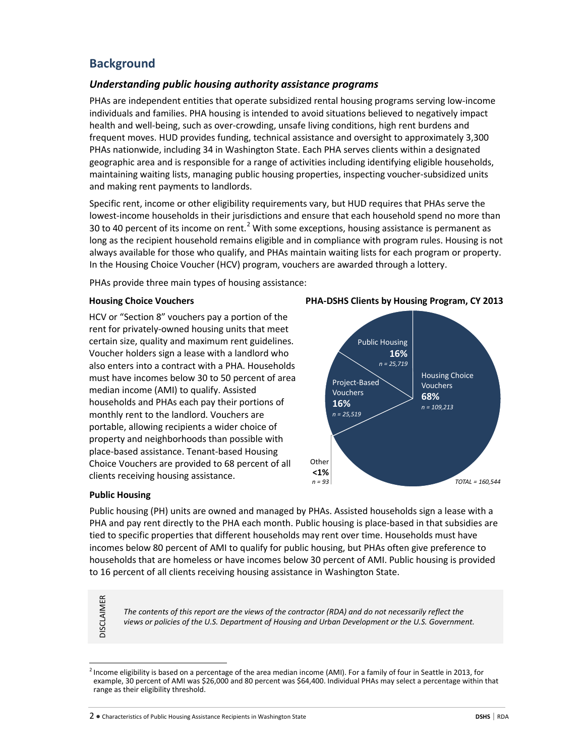## Background

### *Understanding public housing authority assistance programs*

PHAs are independent entities that operate subsidized rental housing programs serving low-income individuals and families. PHA housing is intended to avoid situations believed to negatively impact health and well-being, such as over-crowding, unsafe living conditions, high rent burdens and frequent moves. HUD provides funding, technical assistance and oversight to approximately 3,300 PHAs nationwide, including 34 in Washington State. Each PHA serves clients within a designated geographic area and is responsible for a range of activities including identifying eligible households, maintaining waiting lists, managing public housing properties, inspecting voucher-subsidized units and making rent payments to landlords.

Specific rent, income or other eligibility requirements vary, but HUD requires that PHAs serve the lowest-income households in their jurisdictions and ensure that each household spend no more than 30 to 40 percent of its income on rent.[2] With some exceptions, housing assistance is permanent as long as the recipient household remains eligible and in compliance with program rules. Housing is not always available for those who qualify, and PHAs maintain waiting lists for each program or property. In the Housing Choice Voucher (HCV) program, vouchers are awarded through a lottery.

PHAs provide three main types of housing assistance:

**Housing Choice Vouchers**

HCV or "Section 8" vouchers pay a portion of the rent for privately-owned housing units that meet certain size, quality and maximum rent guidelines. Voucher holders sign a lease with a landlord who also enters into a contract with a PHA. Households must have incomes below 30 to 50 percent of area median income (AMI) to qualify. Assisted households and PHAs each pay their portions of monthly rent to the landlord. Vouchers are portable, allowing recipients a wider choice of property and neighborhoods than possible with place-based assistance. Tenant-based Housing Choice Vouchers are provided to 68 percent of all clients receiving housing assistance.

**PHA-DSHS Clients by Housing Program, CY 2013**

| Housing Program | Percent | n |
|---|---|---|
| Housing Choice Vouchers | 68% | 109,213 |
| Public Housing | 16% | 25,719 |
| Project-Based Vouchers | 16% | 25,519 |
| Other | <1% | 93 |
| TOTAL | | 160,544 |

**Public Housing**

Public housing (PH) units are owned and managed by PHAs. Assisted households sign a lease with a PHA and pay rent directly to the PHA each month. Public housing is place-based in that subsidies are tied to specific properties that different households may rent over time. Households must have incomes below 80 percent of AMI to qualify for public housing, but PHAs often give preference to households that are homeless or have incomes below 30 percent of AMI. Public housing is provided to 16 percent of all clients receiving housing assistance in Washington State.

DISCLAIMER

*The contents of this report are the views of the contractor (RDA) and do not necessarily reflect the views or policies of the U.S. Department of Housing and Urban Development or the U.S. Government.*

[2] Income eligibility is based on a percentage of the area median income (AMI). For a family of four in Seattle in 2013, for example, 30 percent of AMI was $26,000 and 80 percent was $64,400. Individual PHAs may select a percentage within that range as their eligibility threshold.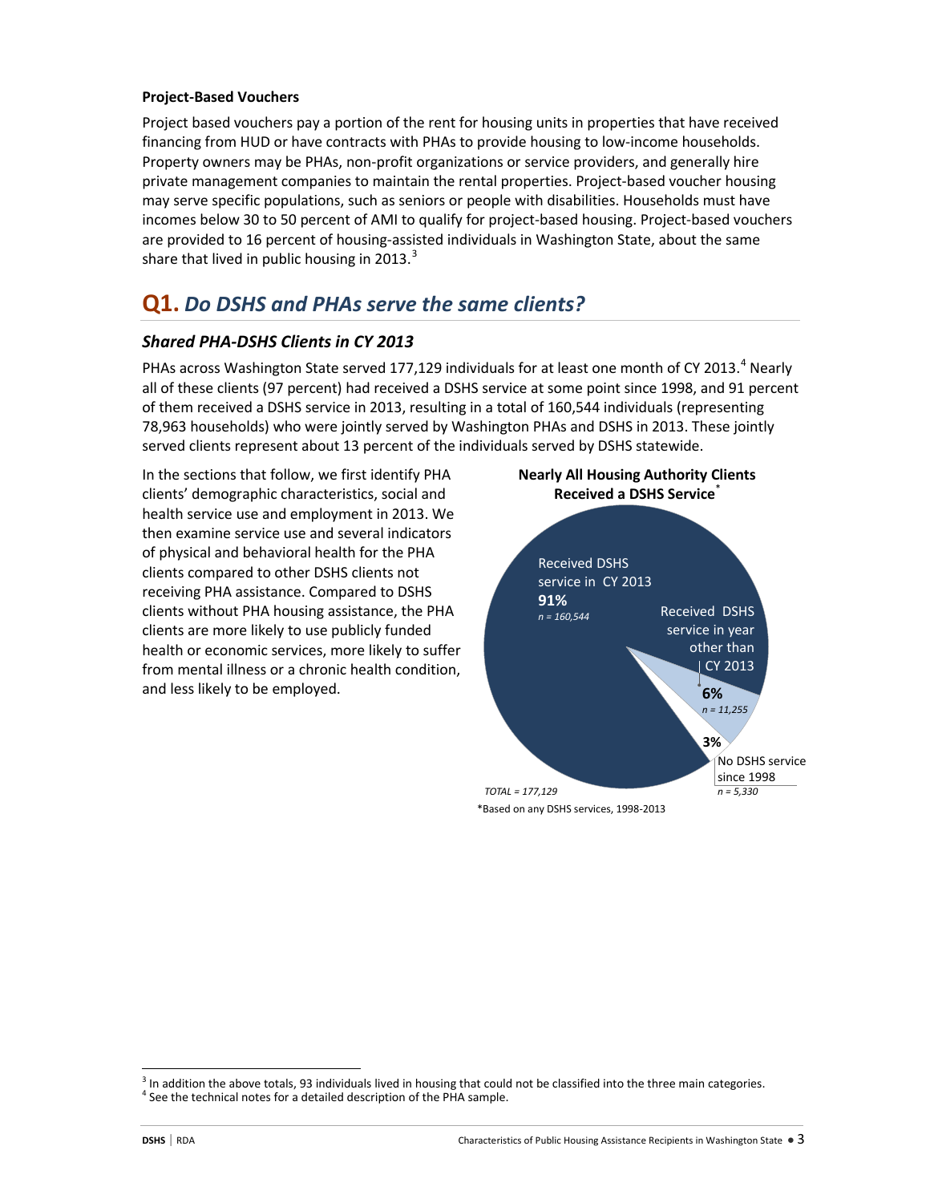**Project-Based Vouchers**

Project based vouchers pay a portion of the rent for housing units in properties that have received financing from HUD or have contracts with PHAs to provide housing to low-income households. Property owners may be PHAs, non-profit organizations or service providers, and generally hire private management companies to maintain the rental properties. Project-based voucher housing may serve specific populations, such as seniors or people with disabilities. Households must have incomes below 30 to 50 percent of AMI to qualify for project-based housing. Project-based vouchers are provided to 16 percent of housing-assisted individuals in Washington State, about the same share that lived in public housing in 2013.[3]

## Q1. *Do DSHS and PHAs serve the same clients?*

### *Shared PHA-DSHS Clients in CY 2013*

PHAs across Washington State served 177,129 individuals for at least one month of CY 2013.[4] Nearly all of these clients (97 percent) had received a DSHS service at some point since 1998, and 91 percent of them received a DSHS service in 2013, resulting in a total of 160,544 individuals (representing 78,963 households) who were jointly served by Washington PHAs and DSHS in 2013. These jointly served clients represent about 13 percent of the individuals served by DSHS statewide.

In the sections that follow, we first identify PHA clients' demographic characteristics, social and health service use and employment in 2013. We then examine service use and several indicators of physical and behavioral health for the PHA clients compared to other DSHS clients not receiving PHA assistance. Compared to DSHS clients without PHA housing assistance, the PHA clients are more likely to use publicly funded health or economic services, more likely to suffer from mental illness or a chronic health condition, and less likely to be employed.

**Nearly All Housing Authority Clients Received a DSHS Service***

| Category | Percent | n |
|---|---|---|
| Received DSHS service in CY 2013 | 91% | 160,544 |
| Received DSHS service in year other than CY 2013 | 6% | 11,255 |
| No DSHS service since 1998 | 3% | 5,330 |
| TOTAL | | 177,129 |

*Based on any DSHS services, 1998-2013

[3] In addition the above totals, 93 individuals lived in housing that could not be classified into the three main categories.
[4] See the technical notes for a detailed description of the PHA sample.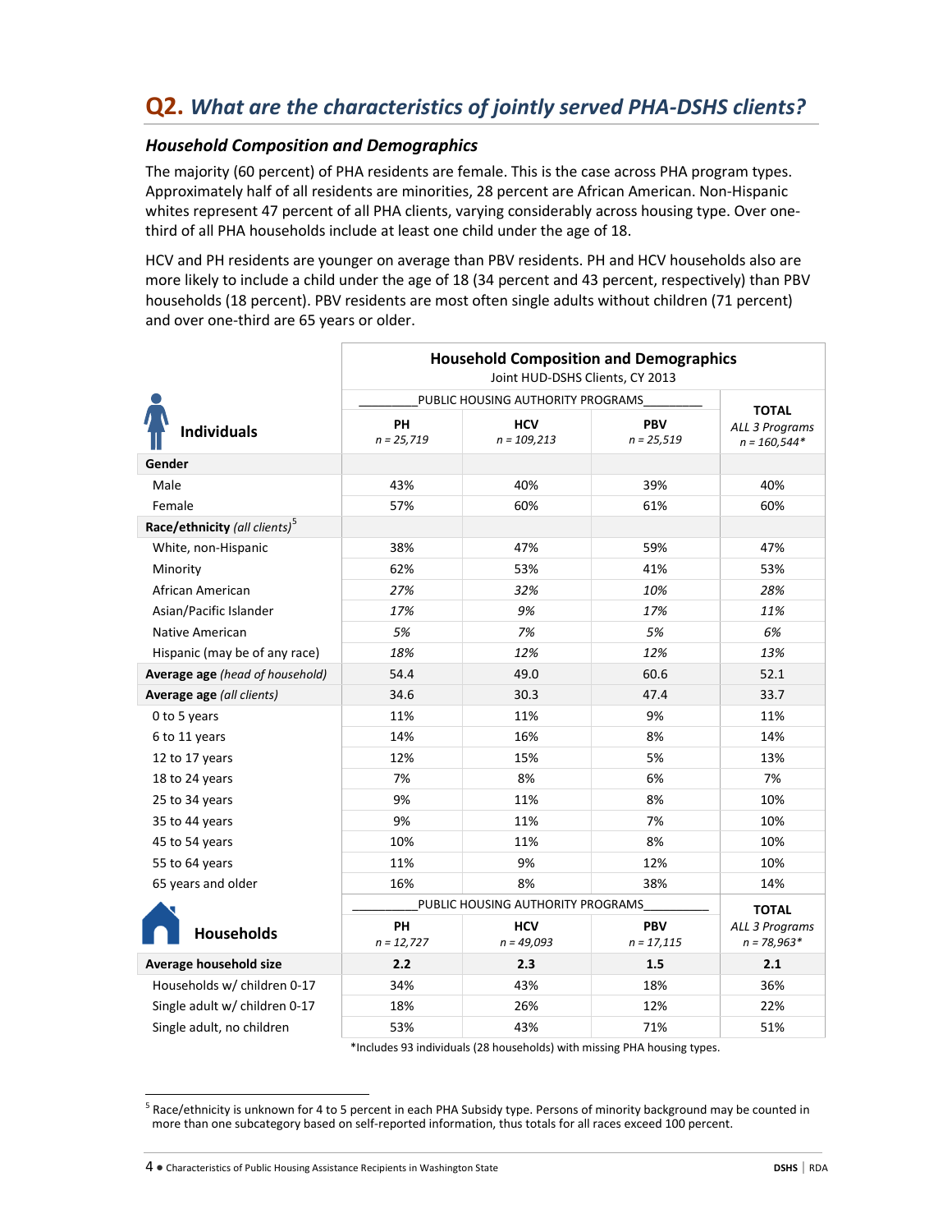## Q2. What are the characteristics of jointly served PHA-DSHS clients?

### Household Composition and Demographics

The majority (60 percent) of PHA residents are female. This is the case across PHA program types. Approximately half of all residents are minorities, 28 percent are African American. Non-Hispanic whites represent 47 percent of all PHA clients, varying considerably across housing type. Over one-third of all PHA households include at least one child under the age of 18.

HCV and PH residents are younger on average than PBV residents. PH and HCV households also are more likely to include a child under the age of 18 (34 percent and 43 percent, respectively) than PBV households (18 percent). PBV residents are most often single adults without children (71 percent) and over one-third are 65 years or older.

**Household Composition and Demographics**
Joint HUD-DSHS Clients, CY 2013

| | PUBLIC HOUSING AUTHORITY PROGRAMS | | | TOTAL |
|---|---|---|---|---|
| **Individuals** | **PH** *n = 25,719* | **HCV** *n = 109,213* | **PBV** *n = 25,519* | *ALL 3 Programs n = 160,544\** |
| **Gender** | | | | |
| Male | 43% | 40% | 39% | 40% |
| Female | 57% | 60% | 61% | 60% |
| **Race/ethnicity** *(all clients)*[5] | | | | |
| White, non-Hispanic | 38% | 47% | 59% | 47% |
| Minority | 62% | 53% | 41% | 53% |
| African American | *27%* | *32%* | *10%* | *28%* |
| Asian/Pacific Islander | *17%* | *9%* | *17%* | *11%* |
| Native American | *5%* | *7%* | *5%* | *6%* |
| Hispanic (may be of any race) | *18%* | *12%* | *12%* | *13%* |
| **Average age** *(head of household)* | 54.4 | 49.0 | 60.6 | 52.1 |
| **Average age** *(all clients)* | 34.6 | 30.3 | 47.4 | 33.7 |
| 0 to 5 years | 11% | 11% | 9% | 11% |
| 6 to 11 years | 14% | 16% | 8% | 14% |
| 12 to 17 years | 12% | 15% | 5% | 13% |
| 18 to 24 years | 7% | 8% | 6% | 7% |
| 25 to 34 years | 9% | 11% | 8% | 10% |
| 35 to 44 years | 9% | 11% | 7% | 10% |
| 45 to 54 years | 10% | 11% | 8% | 10% |
| 55 to 64 years | 11% | 9% | 12% | 10% |
| 65 years and older | 16% | 8% | 38% | 14% |
| | PUBLIC HOUSING AUTHORITY PROGRAMS | | | TOTAL |
| **Households** | **PH** *n = 12,727* | **HCV** *n = 49,093* | **PBV** *n = 17,115* | *ALL 3 Programs n = 78,963\** |
| **Average household size** | **2.2** | **2.3** | **1.5** | **2.1** |
| Households w/ children 0-17 | 34% | 43% | 18% | 36% |
| Single adult w/ children 0-17 | 18% | 26% | 12% | 22% |
| Single adult, no children | 53% | 43% | 71% | 51% |

\*Includes 93 individuals (28 households) with missing PHA housing types.

[5] Race/ethnicity is unknown for 4 to 5 percent in each PHA Subsidy type. Persons of minority background may be counted in more than one subcategory based on self-reported information, thus totals for all races exceed 100 percent.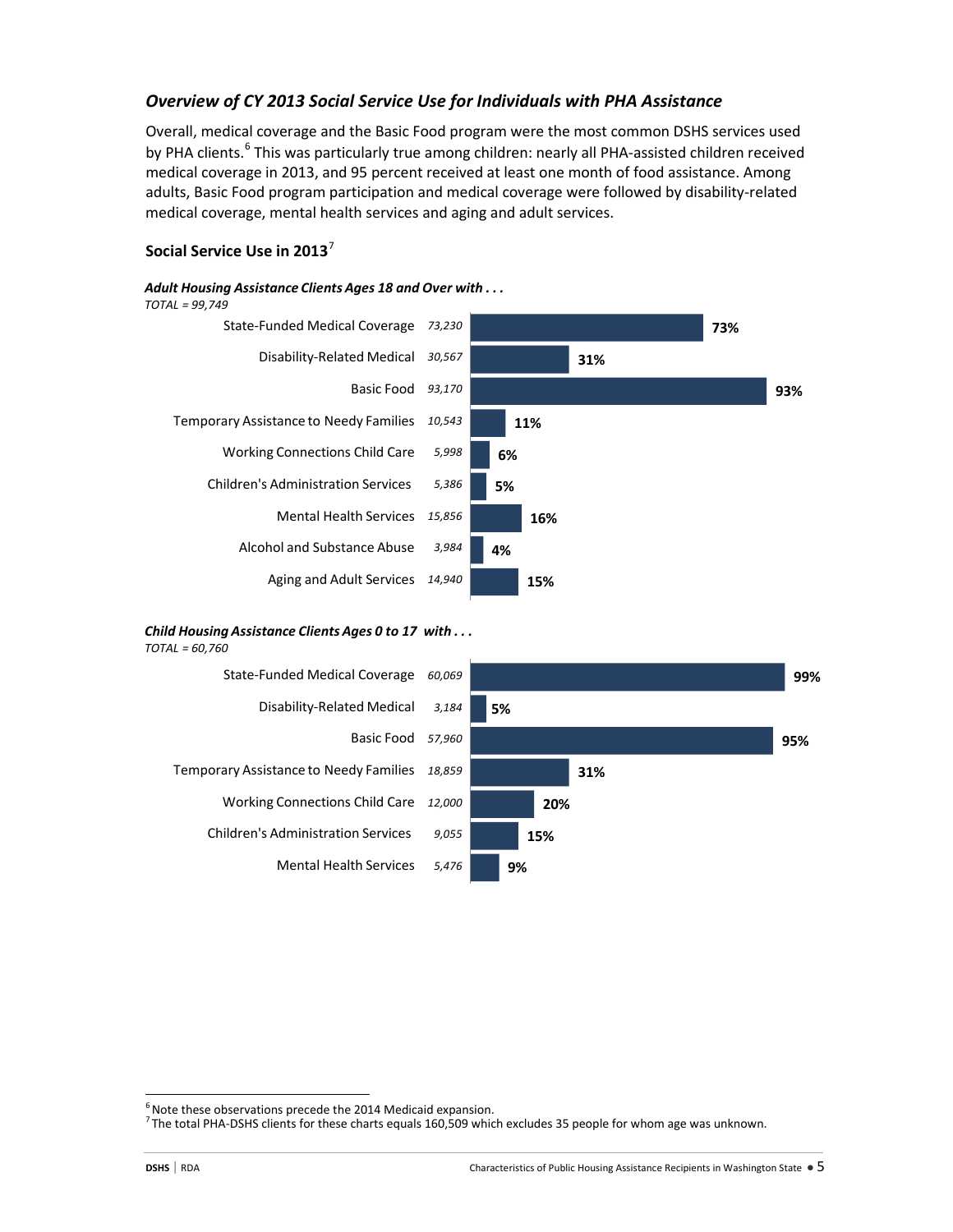## *Overview of CY 2013 Social Service Use for Individuals with PHA Assistance*

Overall, medical coverage and the Basic Food program were the most common DSHS services used by PHA clients.[6] This was particularly true among children: nearly all PHA-assisted children received medical coverage in 2013, and 95 percent received at least one month of food assistance. Among adults, Basic Food program participation and medical coverage were followed by disability-related medical coverage, mental health services and aging and adult services.

### Social Service Use in 2013[7]

***Adult Housing Assistance Clients Ages 18 and Over with . . .***
*TOTAL = 99,749*

| Service | Number | Percent |
|---|---|---|
| State-Funded Medical Coverage | 73,230 | 73% |
| Disability-Related Medical | 30,567 | 31% |
| Basic Food | 93,170 | 93% |
| Temporary Assistance to Needy Families | 10,543 | 11% |
| Working Connections Child Care | 5,998 | 6% |
| Children's Administration Services | 5,386 | 5% |
| Mental Health Services | 15,856 | 16% |
| Alcohol and Substance Abuse | 3,984 | 4% |
| Aging and Adult Services | 14,940 | 15% |

***Child Housing Assistance Clients Ages 0 to 17 with . . .***
*TOTAL = 60,760*

| Service | Number | Percent |
|---|---|---|
| State-Funded Medical Coverage | 60,069 | 99% |
| Disability-Related Medical | 3,184 | 5% |
| Basic Food | 57,960 | 95% |
| Temporary Assistance to Needy Families | 18,859 | 31% |
| Working Connections Child Care | 12,000 | 20% |
| Children's Administration Services | 9,055 | 15% |
| Mental Health Services | 5,476 | 9% |

---

[6] Note these observations precede the 2014 Medicaid expansion.
[7] The total PHA-DSHS clients for these charts equals 160,509 which excludes 35 people for whom age was unknown.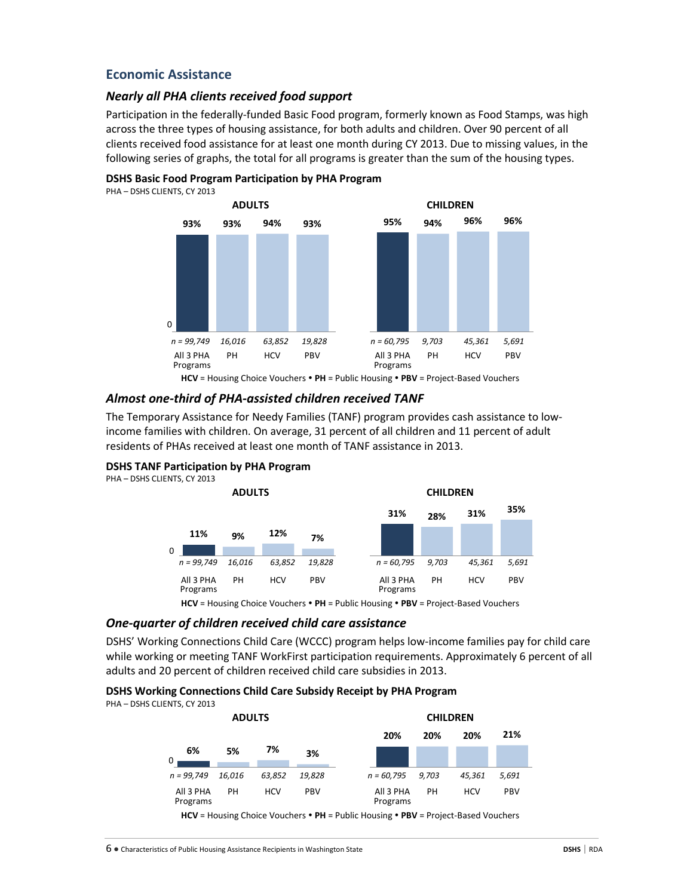## Economic Assistance

### *Nearly all PHA clients received food support*

Participation in the federally-funded Basic Food program, formerly known as Food Stamps, was high across the three types of housing assistance, for both adults and children. Over 90 percent of all clients received food assistance for at least one month during CY 2013. Due to missing values, in the following series of graphs, the total for all programs is greater than the sum of the housing types.

**DSHS Basic Food Program Participation by PHA Program**
PHA – DSHS CLIENTS, CY 2013

| | All 3 PHA Programs | PH | HCV | PBV |
|---|---|---|---|---|
| **ADULTS** | 93% (n = 99,749) | 93% (16,016) | 94% (63,852) | 93% (19,828) |
| **CHILDREN** | 95% (n = 60,795) | 94% (9,703) | 96% (45,361) | 96% (5,691) |

**HCV** = Housing Choice Vouchers • **PH** = Public Housing • **PBV** = Project-Based Vouchers

### *Almost one-third of PHA-assisted children received TANF*

The Temporary Assistance for Needy Families (TANF) program provides cash assistance to low-income families with children. On average, 31 percent of all children and 11 percent of adult residents of PHAs received at least one month of TANF assistance in 2013.

**DSHS TANF Participation by PHA Program**
PHA – DSHS CLIENTS, CY 2013

| | All 3 PHA Programs | PH | HCV | PBV |
|---|---|---|---|---|
| **ADULTS** | 11% (n = 99,749) | 9% (16,016) | 12% (63,852) | 7% (19,828) |
| **CHILDREN** | 31% (n = 60,795) | 28% (9,703) | 31% (45,361) | 35% (5,691) |

**HCV** = Housing Choice Vouchers • **PH** = Public Housing • **PBV** = Project-Based Vouchers

### *One-quarter of children received child care assistance*

DSHS' Working Connections Child Care (WCCC) program helps low-income families pay for child care while working or meeting TANF WorkFirst participation requirements. Approximately 6 percent of all adults and 20 percent of children received child care subsidies in 2013.

**DSHS Working Connections Child Care Subsidy Receipt by PHA Program**
PHA – DSHS CLIENTS, CY 2013

| | All 3 PHA Programs | PH | HCV | PBV |
|---|---|---|---|---|
| **ADULTS** | 6% (n = 99,749) | 5% (16,016) | 7% (63,852) | 3% (19,828) |
| **CHILDREN** | 20% (n = 60,795) | 20% (9,703) | 20% (45,361) | 21% (5,691) |

**HCV** = Housing Choice Vouchers • **PH** = Public Housing • **PBV** = Project-Based Vouchers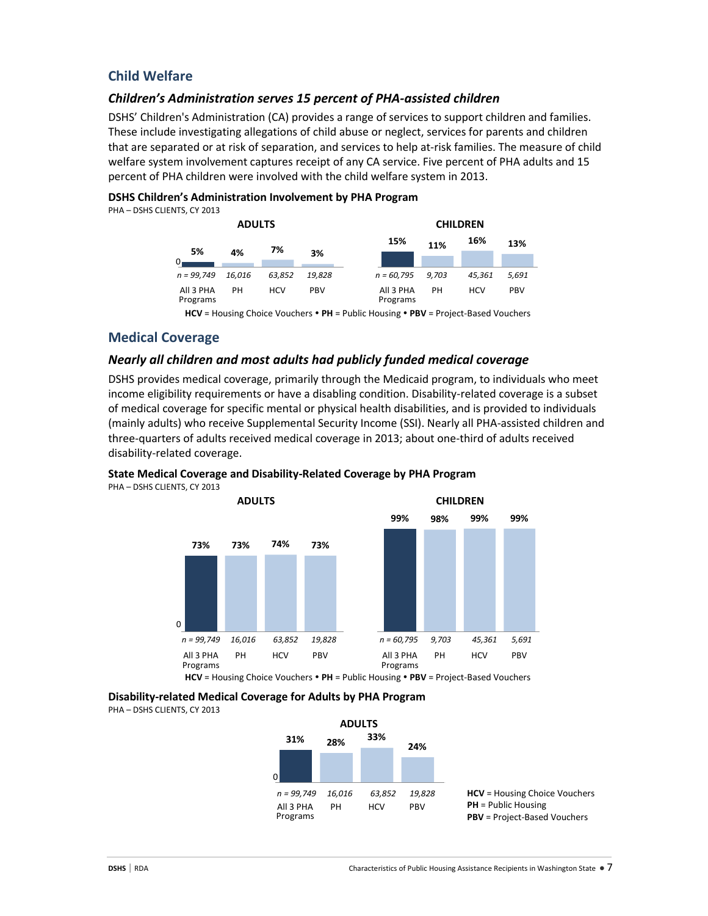## Child Welfare

### *Children's Administration serves 15 percent of PHA-assisted children*

DSHS' Children's Administration (CA) provides a range of services to support children and families. These include investigating allegations of child abuse or neglect, services for parents and children that are separated or at risk of separation, and services to help at-risk families. The measure of child welfare system involvement captures receipt of any CA service. Five percent of PHA adults and 15 percent of PHA children were involved with the child welfare system in 2013.

**DSHS Children's Administration Involvement by PHA Program**

PHA – DSHS CLIENTS, CY 2013

| | ADULTS | | | | CHILDREN | | | |
|---|---|---|---|---|---|---|---|---|
| | All 3 PHA Programs | PH | HCV | PBV | All 3 PHA Programs | PH | HCV | PBV |
| Percent | 5% | 4% | 7% | 3% | 15% | 11% | 16% | 13% |
| n | *n = 99,749* | *16,016* | *63,852* | *19,828* | *n = 60,795* | *9,703* | *45,361* | *5,691* |

**HCV** = Housing Choice Vouchers • **PH** = Public Housing • **PBV** = Project-Based Vouchers

## Medical Coverage

### *Nearly all children and most adults had publicly funded medical coverage*

DSHS provides medical coverage, primarily through the Medicaid program, to individuals who meet income eligibility requirements or have a disabling condition. Disability-related coverage is a subset of medical coverage for specific mental or physical health disabilities, and is provided to individuals (mainly adults) who receive Supplemental Security Income (SSI). Nearly all PHA-assisted children and three-quarters of adults received medical coverage in 2013; about one-third of adults received disability-related coverage.

**State Medical Coverage and Disability-Related Coverage by PHA Program**

PHA – DSHS CLIENTS, CY 2013

| | ADULTS | | | | CHILDREN | | | |
|---|---|---|---|---|---|---|---|---|
| | All 3 PHA Programs | PH | HCV | PBV | All 3 PHA Programs | PH | HCV | PBV |
| Percent | 73% | 73% | 74% | 73% | 99% | 98% | 99% | 99% |
| n | *n = 99,749* | *16,016* | *63,852* | *19,828* | *n = 60,795* | *9,703* | *45,361* | *5,691* |

**HCV** = Housing Choice Vouchers • **PH** = Public Housing • **PBV** = Project-Based Vouchers

**Disability-related Medical Coverage for Adults by PHA Program**

PHA – DSHS CLIENTS, CY 2013

| | ADULTS | | | |
|---|---|---|---|---|
| | All 3 PHA Programs | PH | HCV | PBV |
| Percent | 31% | 28% | 33% | 24% |
| n | *n = 99,749* | *16,016* | *63,852* | *19,828* |

**HCV** = Housing Choice Vouchers
**PH** = Public Housing
**PBV** = Project-Based Vouchers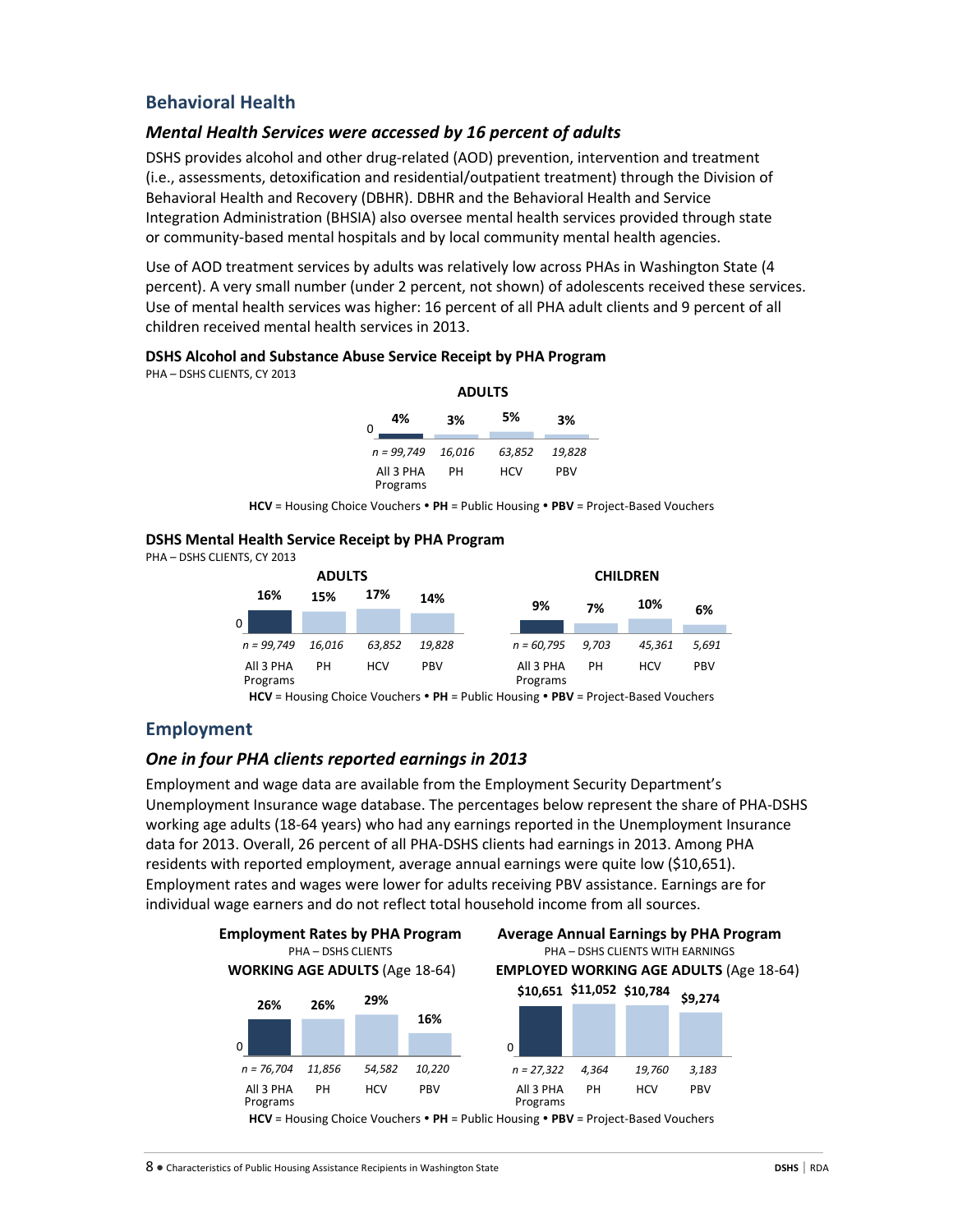## Behavioral Health

### *Mental Health Services were accessed by 16 percent of adults*

DSHS provides alcohol and other drug-related (AOD) prevention, intervention and treatment (i.e., assessments, detoxification and residential/outpatient treatment) through the Division of Behavioral Health and Recovery (DBHR). DBHR and the Behavioral Health and Service Integration Administration (BHSIA) also oversee mental health services provided through state or community-based mental hospitals and by local community mental health agencies.

Use of AOD treatment services by adults was relatively low across PHAs in Washington State (4 percent). A very small number (under 2 percent, not shown) of adolescents received these services. Use of mental health services was higher: 16 percent of all PHA adult clients and 9 percent of all children received mental health services in 2013.

**DSHS Alcohol and Substance Abuse Service Receipt by PHA Program**

PHA – DSHS CLIENTS, CY 2013

| ADULTS | All 3 PHA Programs | PH | HCV | PBV |
|---|---|---|---|---|
| % | 4% | 3% | 5% | 3% |
| n | *n = 99,749* | *16,016* | *63,852* | *19,828* |

**HCV** = Housing Choice Vouchers • **PH** = Public Housing • **PBV** = Project-Based Vouchers

**DSHS Mental Health Service Receipt by PHA Program**

PHA – DSHS CLIENTS, CY 2013

| ADULTS | All 3 PHA Programs | PH | HCV | PBV |
|---|---|---|---|---|
| % | 16% | 15% | 17% | 14% |
| n | *n = 99,749* | *16,016* | *63,852* | *19,828* |

| CHILDREN | All 3 PHA Programs | PH | HCV | PBV |
|---|---|---|---|---|
| % | 9% | 7% | 10% | 6% |
| n | *n = 60,795* | *9,703* | *45,361* | *5,691* |

**HCV** = Housing Choice Vouchers • **PH** = Public Housing • **PBV** = Project-Based Vouchers

## Employment

### *One in four PHA clients reported earnings in 2013*

Employment and wage data are available from the Employment Security Department's Unemployment Insurance wage database. The percentages below represent the share of PHA-DSHS working age adults (18-64 years) who had any earnings reported in the Unemployment Insurance data for 2013. Overall, 26 percent of all PHA-DSHS clients had earnings in 2013. Among PHA residents with reported employment, average annual earnings were quite low ($10,651). Employment rates and wages were lower for adults receiving PBV assistance. Earnings are for individual wage earners and do not reflect total household income from all sources.

**Employment Rates by PHA Program**

PHA – DSHS CLIENTS

**WORKING AGE ADULTS** (Age 18-64)

| | All 3 PHA Programs | PH | HCV | PBV |
|---|---|---|---|---|
| % | 26% | 26% | 29% | 16% |
| n | *n = 76,704* | *11,856* | *54,582* | *10,220* |

**Average Annual Earnings by PHA Program**

PHA – DSHS CLIENTS WITH EARNINGS

**EMPLOYED WORKING AGE ADULTS** (Age 18-64)

| | All 3 PHA Programs | PH | HCV | PBV |
|---|---|---|---|---|
| Earnings | $10,651 | $11,052 | $10,784 | $9,274 |
| n | *n = 27,322* | *4,364* | *19,760* | *3,183* |

**HCV** = Housing Choice Vouchers • **PH** = Public Housing • **PBV** = Project-Based Vouchers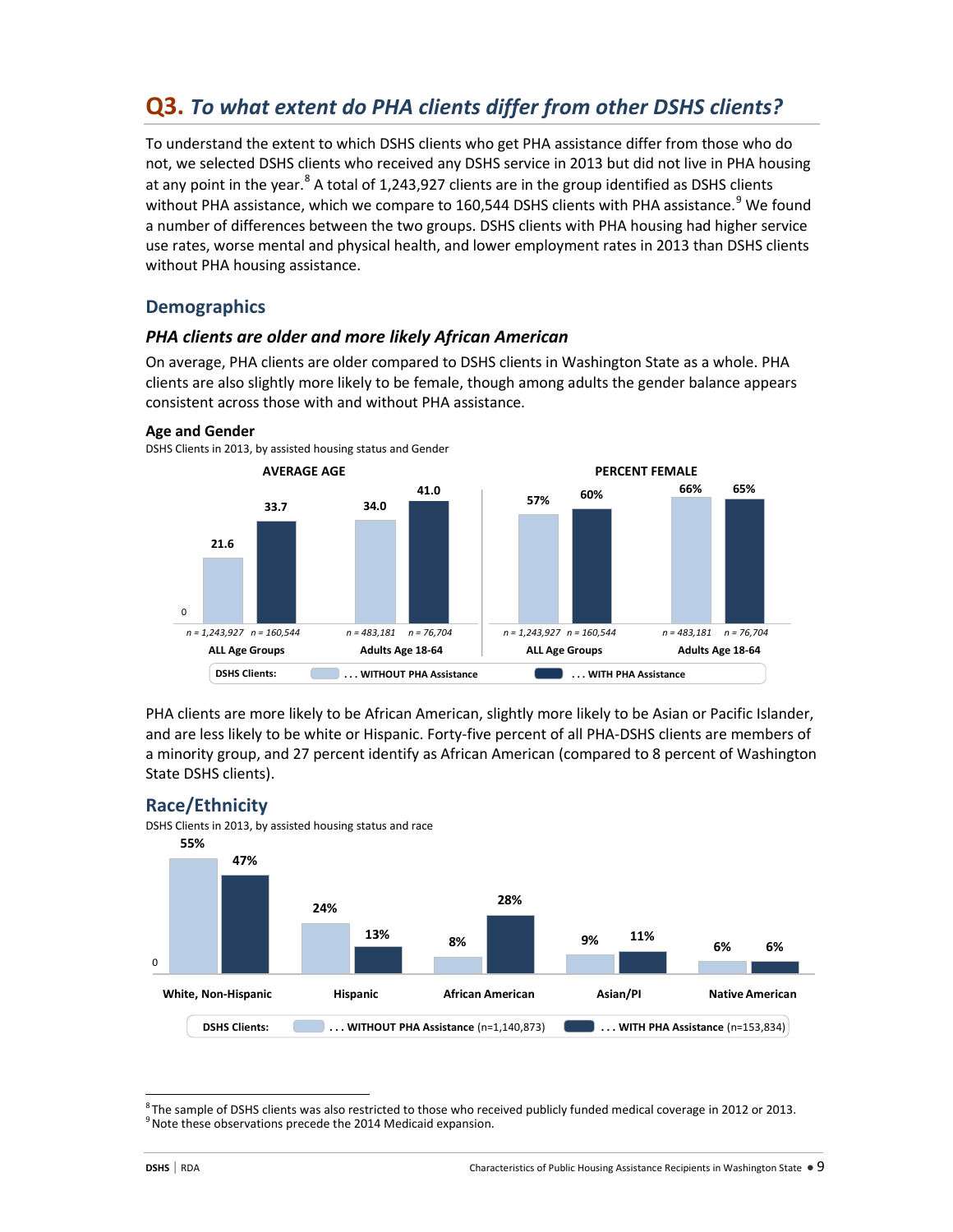## Q3. *To what extent do PHA clients differ from other DSHS clients?*

To understand the extent to which DSHS clients who get PHA assistance differ from those who do not, we selected DSHS clients who received any DSHS service in 2013 but did not live in PHA housing at any point in the year.[8] A total of 1,243,927 clients are in the group identified as DSHS clients without PHA assistance, which we compare to 160,544 DSHS clients with PHA assistance.[9] We found a number of differences between the two groups. DSHS clients with PHA housing had higher service use rates, worse mental and physical health, and lower employment rates in 2013 than DSHS clients without PHA housing assistance.

### Demographics

#### *PHA clients are older and more likely African American*

On average, PHA clients are older compared to DSHS clients in Washington State as a whole. PHA clients are also slightly more likely to be female, though among adults the gender balance appears consistent across those with and without PHA assistance.

**Age and Gender**
DSHS Clients in 2013, by assisted housing status and Gender

| | AVERAGE AGE | | PERCENT FEMALE | |
|---|---|---|---|---|
| DSHS Clients: | ALL Age Groups | Adults Age 18-64 | ALL Age Groups | Adults Age 18-64 |
| . . . WITHOUT PHA Assistance | 21.6 (n = 1,243,927) | 34.0 (n = 483,181) | 57% (n = 1,243,927) | 66% (n = 483,181) |
| . . . WITH PHA Assistance | 33.7 (n = 160,544) | 41.0 (n = 76,704) | 60% (n = 160,544) | 65% (n = 76,704) |

PHA clients are more likely to be African American, slightly more likely to be Asian or Pacific Islander, and are less likely to be white or Hispanic. Forty-five percent of all PHA-DSHS clients are members of a minority group, and 27 percent identify as African American (compared to 8 percent of Washington State DSHS clients).

### Race/Ethnicity

DSHS Clients in 2013, by assisted housing status and race

| DSHS Clients: | White, Non-Hispanic | Hispanic | African American | Asian/PI | Native American |
|---|---|---|---|---|---|
| . . . WITHOUT PHA Assistance (n=1,140,873) | 55% | 24% | 8% | 9% | 6% |
| . . . WITH PHA Assistance (n=153,834) | 47% | 13% | 28% | 11% | 6% |

[8] The sample of DSHS clients was also restricted to those who received publicly funded medical coverage in 2012 or 2013.
[9] Note these observations precede the 2014 Medicaid expansion.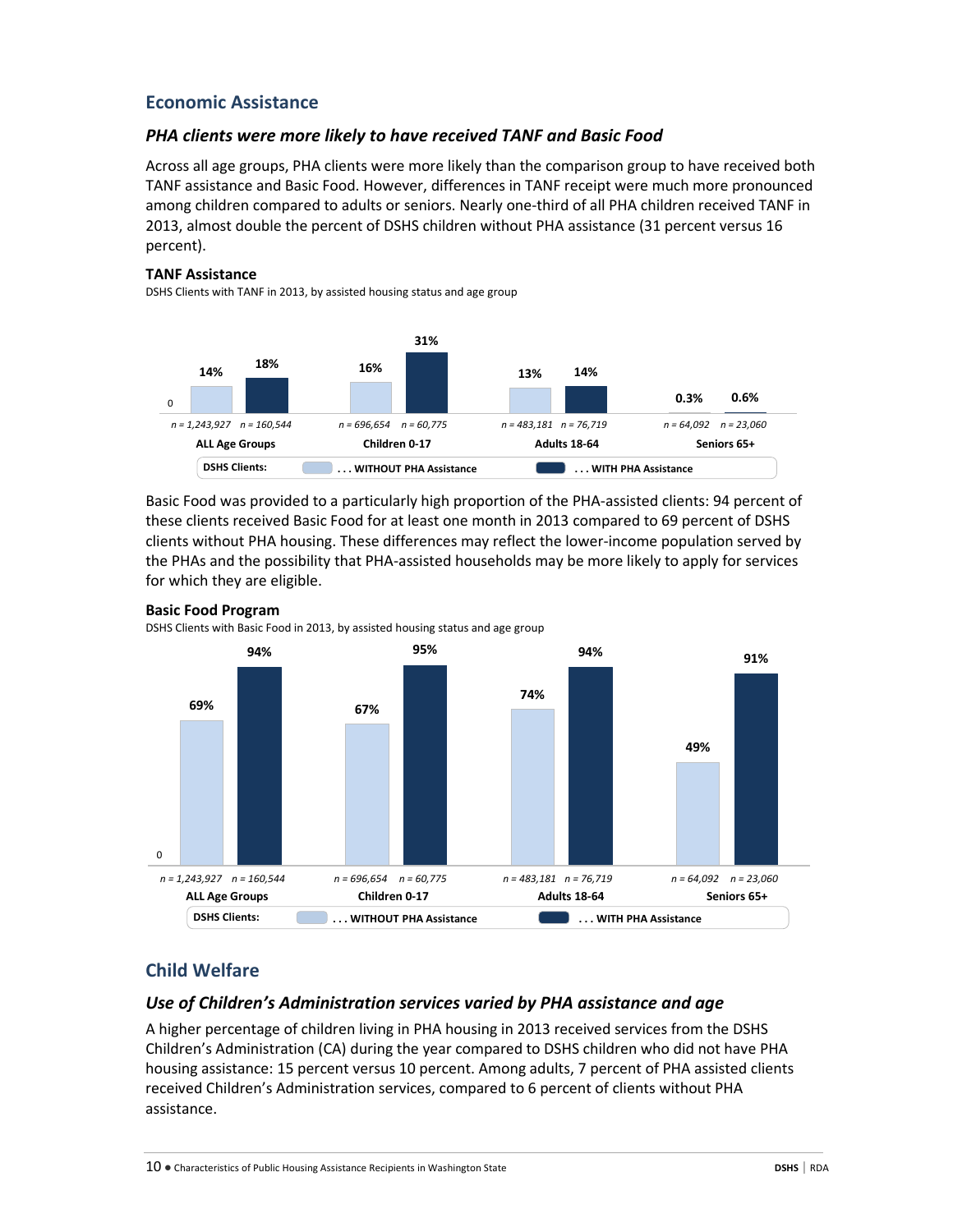## Economic Assistance

### *PHA clients were more likely to have received TANF and Basic Food*

Across all age groups, PHA clients were more likely than the comparison group to have received both TANF assistance and Basic Food. However, differences in TANF receipt were much more pronounced among children compared to adults or seniors. Nearly one-third of all PHA children received TANF in 2013, almost double the percent of DSHS children without PHA assistance (31 percent versus 16 percent).

**TANF Assistance**

DSHS Clients with TANF in 2013, by assisted housing status and age group

| DSHS Clients | ALL Age Groups | Children 0-17 | Adults 18-64 | Seniors 65+ |
|---|---|---|---|---|
| . . . WITHOUT PHA Assistance | 14% (n = 1,243,927) | 16% (n = 696,654) | 13% (n = 483,181) | 0.3% (n = 64,092) |
| . . . WITH PHA Assistance | 18% (n = 160,544) | 31% (n = 60,775) | 14% (n = 76,719) | 0.6% (n = 23,060) |

Basic Food was provided to a particularly high proportion of the PHA-assisted clients: 94 percent of these clients received Basic Food for at least one month in 2013 compared to 69 percent of DSHS clients without PHA housing. These differences may reflect the lower-income population served by the PHAs and the possibility that PHA-assisted households may be more likely to apply for services for which they are eligible.

**Basic Food Program**

DSHS Clients with Basic Food in 2013, by assisted housing status and age group

| DSHS Clients | ALL Age Groups | Children 0-17 | Adults 18-64 | Seniors 65+ |
|---|---|---|---|---|
| . . . WITHOUT PHA Assistance | 69% (n = 1,243,927) | 67% (n = 696,654) | 74% (n = 483,181) | 49% (n = 64,092) |
| . . . WITH PHA Assistance | 94% (n = 160,544) | 95% (n = 60,775) | 94% (n = 76,719) | 91% (n = 23,060) |

## Child Welfare

### *Use of Children's Administration services varied by PHA assistance and age*

A higher percentage of children living in PHA housing in 2013 received services from the DSHS Children's Administration (CA) during the year compared to DSHS children who did not have PHA housing assistance: 15 percent versus 10 percent. Among adults, 7 percent of PHA assisted clients received Children's Administration services, compared to 6 percent of clients without PHA assistance.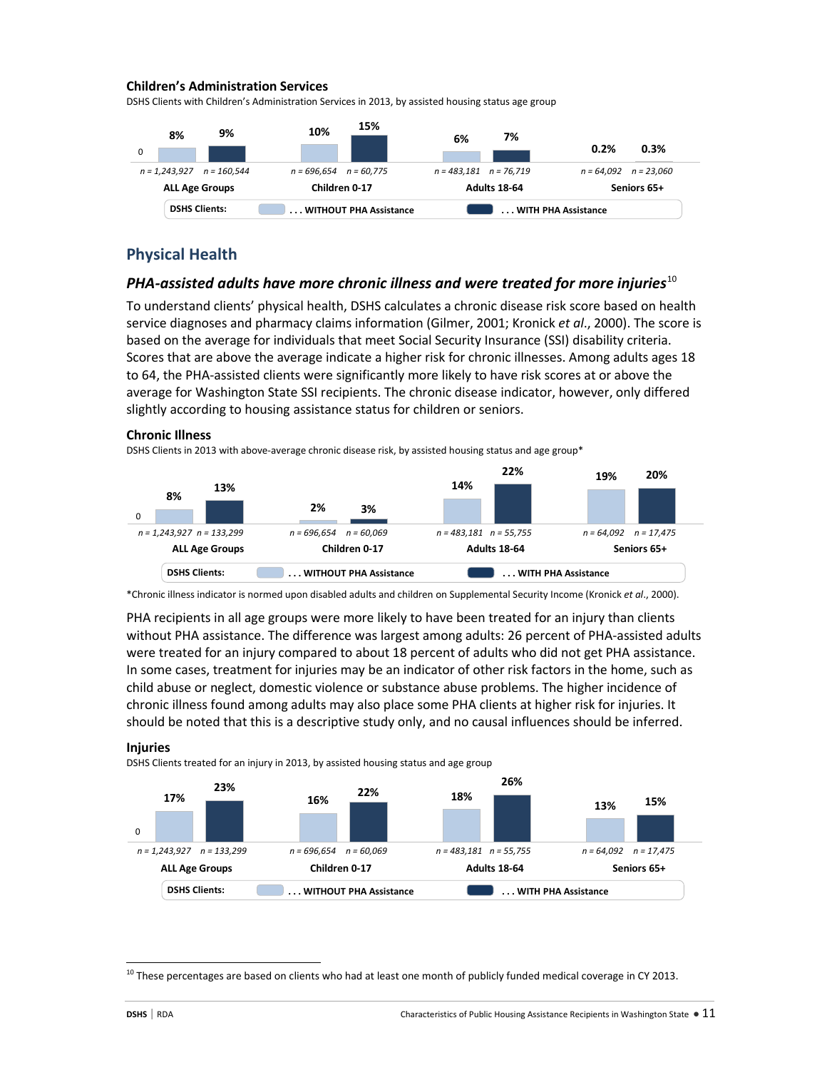### Children's Administration Services

DSHS Clients with Children's Administration Services in 2013, by assisted housing status age group

| DSHS Clients | ALL Age Groups | Children 0-17 | Adults 18-64 | Seniors 65+ |
|---|---|---|---|---|
| . . . WITHOUT PHA Assistance | 8% (n = 1,243,927) | 10% (n = 696,654) | 6% (n = 483,181) | 0.2% (n = 64,092) |
| . . . WITH PHA Assistance | 9% (n = 160,544) | 15% (n = 60,775) | 7% (n = 76,719) | 0.3% (n = 23,060) |

## Physical Health

### *PHA-assisted adults have more chronic illness and were treated for more injuries*[10]

To understand clients' physical health, DSHS calculates a chronic disease risk score based on health service diagnoses and pharmacy claims information (Gilmer, 2001; Kronick *et al*., 2000). The score is based on the average for individuals that meet Social Security Insurance (SSI) disability criteria. Scores that are above the average indicate a higher risk for chronic illnesses. Among adults ages 18 to 64, the PHA-assisted clients were significantly more likely to have risk scores at or above the average for Washington State SSI recipients. The chronic disease indicator, however, only differed slightly according to housing assistance status for children or seniors.

### Chronic Illness

DSHS Clients in 2013 with above-average chronic disease risk, by assisted housing status and age group*

| DSHS Clients | ALL Age Groups | Children 0-17 | Adults 18-64 | Seniors 65+ |
|---|---|---|---|---|
| . . . WITHOUT PHA Assistance | 8% (n = 1,243,927) | 2% (n = 696,654) | 14% (n = 483,181) | 19% (n = 64,092) |
| . . . WITH PHA Assistance | 13% (n = 133,299) | 3% (n = 60,069) | 22% (n = 55,755) | 20% (n = 17,475) |

*Chronic illness indicator is normed upon disabled adults and children on Supplemental Security Income (Kronick *et al*., 2000).

PHA recipients in all age groups were more likely to have been treated for an injury than clients without PHA assistance. The difference was largest among adults: 26 percent of PHA-assisted adults were treated for an injury compared to about 18 percent of adults who did not get PHA assistance. In some cases, treatment for injuries may be an indicator of other risk factors in the home, such as child abuse or neglect, domestic violence or substance abuse problems. The higher incidence of chronic illness found among adults may also place some PHA clients at higher risk for injuries. It should be noted that this is a descriptive study only, and no causal influences should be inferred.

### Injuries

DSHS Clients treated for an injury in 2013, by assisted housing status and age group

| DSHS Clients | ALL Age Groups | Children 0-17 | Adults 18-64 | Seniors 65+ |
|---|---|---|---|---|
| . . . WITHOUT PHA Assistance | 17% (n = 1,243,927) | 16% (n = 696,654) | 18% (n = 483,181) | 13% (n = 64,092) |
| . . . WITH PHA Assistance | 23% (n = 133,299) | 22% (n = 60,069) | 26% (n = 55,755) | 15% (n = 17,475) |

[10] These percentages are based on clients who had at least one month of publicly funded medical coverage in CY 2013.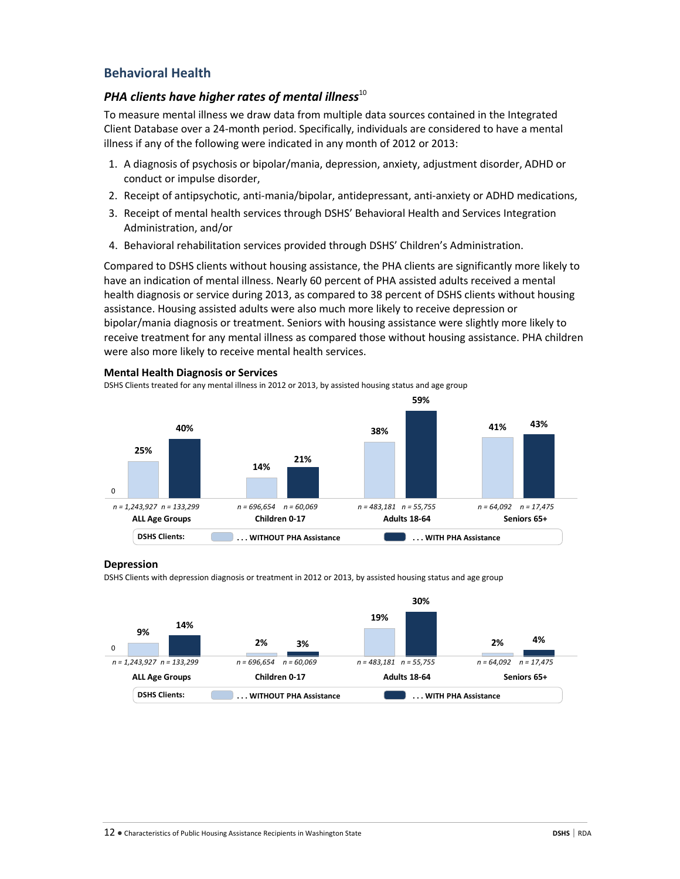## Behavioral Health

### *PHA clients have higher rates of mental illness*[10]

To measure mental illness we draw data from multiple data sources contained in the Integrated Client Database over a 24-month period. Specifically, individuals are considered to have a mental illness if any of the following were indicated in any month of 2012 or 2013:

1. A diagnosis of psychosis or bipolar/mania, depression, anxiety, adjustment disorder, ADHD or conduct or impulse disorder,
2. Receipt of antipsychotic, anti-mania/bipolar, antidepressant, anti-anxiety or ADHD medications,
3. Receipt of mental health services through DSHS' Behavioral Health and Services Integration Administration, and/or
4. Behavioral rehabilitation services provided through DSHS' Children's Administration.

Compared to DSHS clients without housing assistance, the PHA clients are significantly more likely to have an indication of mental illness. Nearly 60 percent of PHA assisted adults received a mental health diagnosis or service during 2013, as compared to 38 percent of DSHS clients without housing assistance. Housing assisted adults were also much more likely to receive depression or bipolar/mania diagnosis or treatment. Seniors with housing assistance were slightly more likely to receive treatment for any mental illness as compared those without housing assistance. PHA children were also more likely to receive mental health services.

**Mental Health Diagnosis or Services**

DSHS Clients treated for any mental illness in 2012 or 2013, by assisted housing status and age group

| | ALL Age Groups | Children 0-17 | Adults 18-64 | Seniors 65+ |
|---|---|---|---|---|
| DSHS Clients ... WITHOUT PHA Assistance | 25% (n = 1,243,927) | 14% (n = 696,654) | 38% (n = 483,181) | 41% (n = 64,092) |
| DSHS Clients ... WITH PHA Assistance | 40% (n = 133,299) | 21% (n = 60,069) | 59% (n = 55,755) | 43% (n = 17,475) |

**Depression**

DSHS Clients with depression diagnosis or treatment in 2012 or 2013, by assisted housing status and age group

| | ALL Age Groups | Children 0-17 | Adults 18-64 | Seniors 65+ |
|---|---|---|---|---|
| DSHS Clients ... WITHOUT PHA Assistance | 9% (n = 1,243,927) | 2% (n = 696,654) | 19% (n = 483,181) | 2% (n = 64,092) |
| DSHS Clients ... WITH PHA Assistance | 14% (n = 133,299) | 3% (n = 60,069) | 30% (n = 55,755) | 4% (n = 17,475) |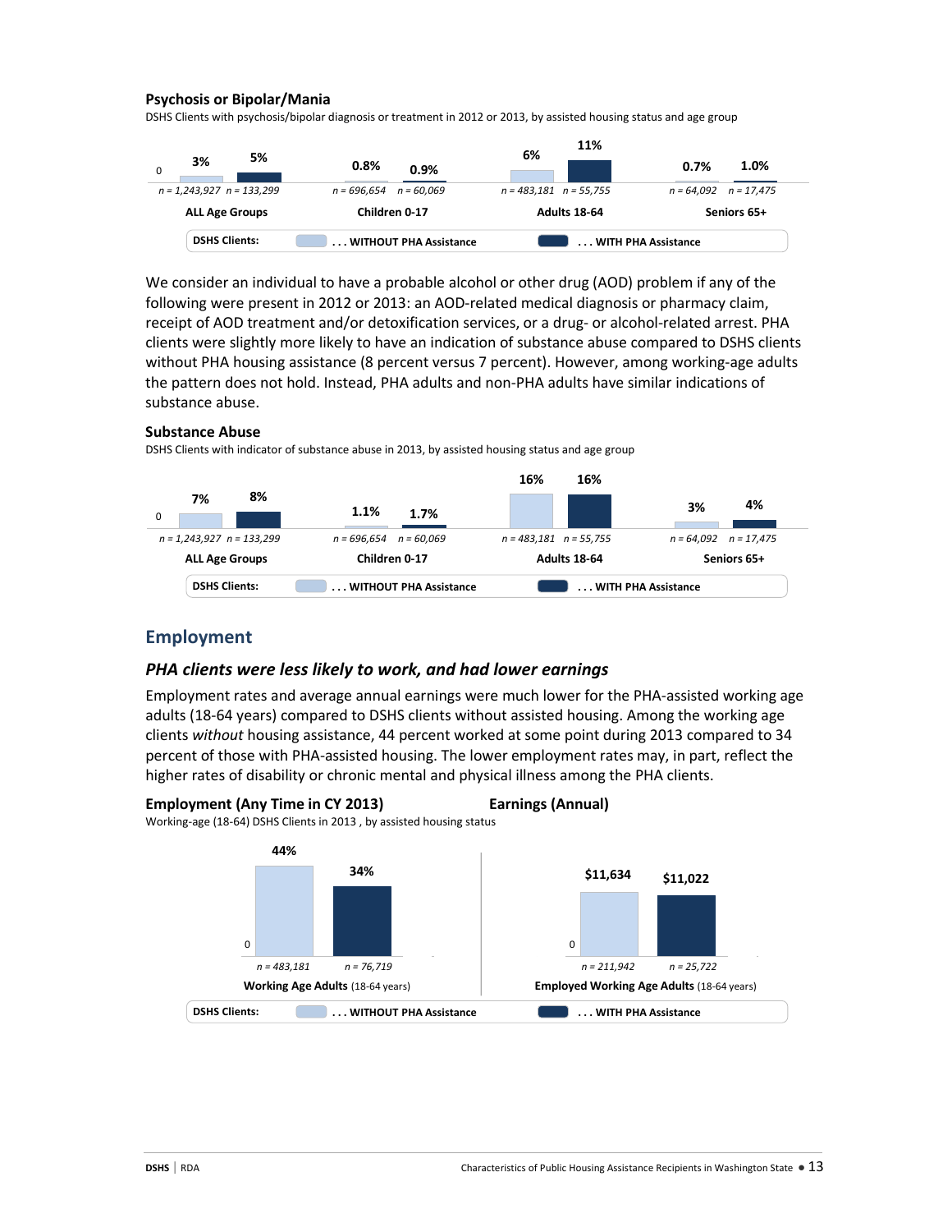**Psychosis or Bipolar/Mania**

DSHS Clients with psychosis/bipolar diagnosis or treatment in 2012 or 2013, by assisted housing status and age group

| | ALL Age Groups | Children 0-17 | Adults 18-64 | Seniors 65+ |
|---|---|---|---|---|
| DSHS Clients ... WITHOUT PHA Assistance | 3% (n = 1,243,927) | 0.8% (n = 696,654) | 6% (n = 483,181) | 0.7% (n = 64,092) |
| DSHS Clients ... WITH PHA Assistance | 5% (n = 133,299) | 0.9% (n = 60,069) | 11% (n = 55,755) | 1.0% (n = 17,475) |

We consider an individual to have a probable alcohol or other drug (AOD) problem if any of the following were present in 2012 or 2013: an AOD-related medical diagnosis or pharmacy claim, receipt of AOD treatment and/or detoxification services, or a drug- or alcohol-related arrest. PHA clients were slightly more likely to have an indication of substance abuse compared to DSHS clients without PHA housing assistance (8 percent versus 7 percent). However, among working-age adults the pattern does not hold. Instead, PHA adults and non-PHA adults have similar indications of substance abuse.

**Substance Abuse**

DSHS Clients with indicator of substance abuse in 2013, by assisted housing status and age group

| | ALL Age Groups | Children 0-17 | Adults 18-64 | Seniors 65+ |
|---|---|---|---|---|
| DSHS Clients ... WITHOUT PHA Assistance | 7% (n = 1,243,927) | 1.1% (n = 696,654) | 16% (n = 483,181) | 3% (n = 64,092) |
| DSHS Clients ... WITH PHA Assistance | 8% (n = 133,299) | 1.7% (n = 60,069) | 16% (n = 55,755) | 4% (n = 17,475) |

## Employment

### *PHA clients were less likely to work, and had lower earnings*

Employment rates and average annual earnings were much lower for the PHA-assisted working age adults (18-64 years) compared to DSHS clients without assisted housing. Among the working age clients *without* housing assistance, 44 percent worked at some point during 2013 compared to 34 percent of those with PHA-assisted housing. The lower employment rates may, in part, reflect the higher rates of disability or chronic mental and physical illness among the PHA clients.

**Employment (Any Time in CY 2013)** **Earnings (Annual)**

Working-age (18-64) DSHS Clients in 2013 , by assisted housing status

| DSHS Clients: | Employment: Working Age Adults (18-64 years) | Earnings: Employed Working Age Adults (18-64 years) |
|---|---|---|
| ... WITHOUT PHA Assistance | 44% (n = 483,181) | $11,634 (n = 211,942) |
| ... WITH PHA Assistance | 34% (n = 76,719) | $11,022 (n = 25,722) |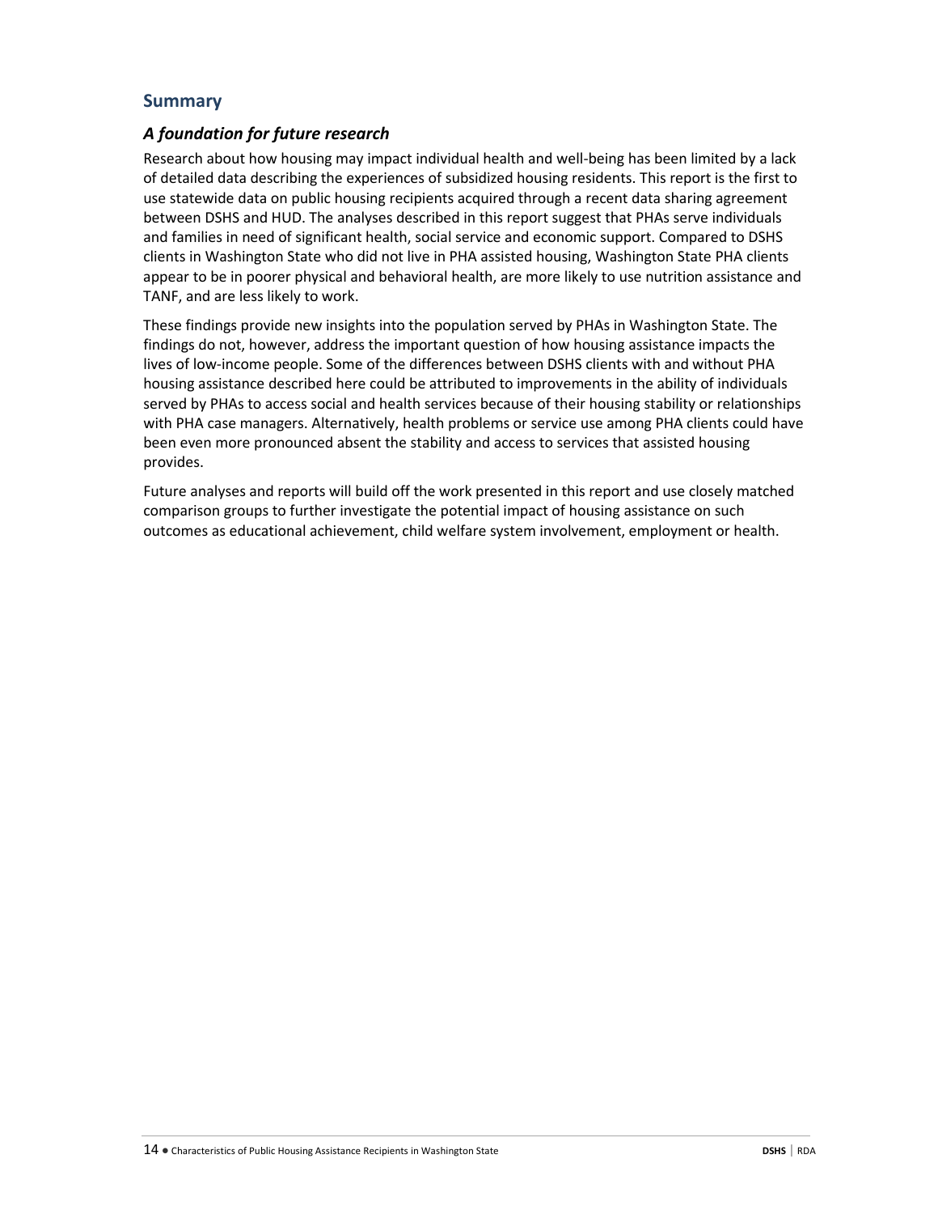## Summary

### *A foundation for future research*

Research about how housing may impact individual health and well-being has been limited by a lack of detailed data describing the experiences of subsidized housing residents. This report is the first to use statewide data on public housing recipients acquired through a recent data sharing agreement between DSHS and HUD. The analyses described in this report suggest that PHAs serve individuals and families in need of significant health, social service and economic support. Compared to DSHS clients in Washington State who did not live in PHA assisted housing, Washington State PHA clients appear to be in poorer physical and behavioral health, are more likely to use nutrition assistance and TANF, and are less likely to work.

These findings provide new insights into the population served by PHAs in Washington State. The findings do not, however, address the important question of how housing assistance impacts the lives of low-income people. Some of the differences between DSHS clients with and without PHA housing assistance described here could be attributed to improvements in the ability of individuals served by PHAs to access social and health services because of their housing stability or relationships with PHA case managers. Alternatively, health problems or service use among PHA clients could have been even more pronounced absent the stability and access to services that assisted housing provides.

Future analyses and reports will build off the work presented in this report and use closely matched comparison groups to further investigate the potential impact of housing assistance on such outcomes as educational achievement, child welfare system involvement, employment or health.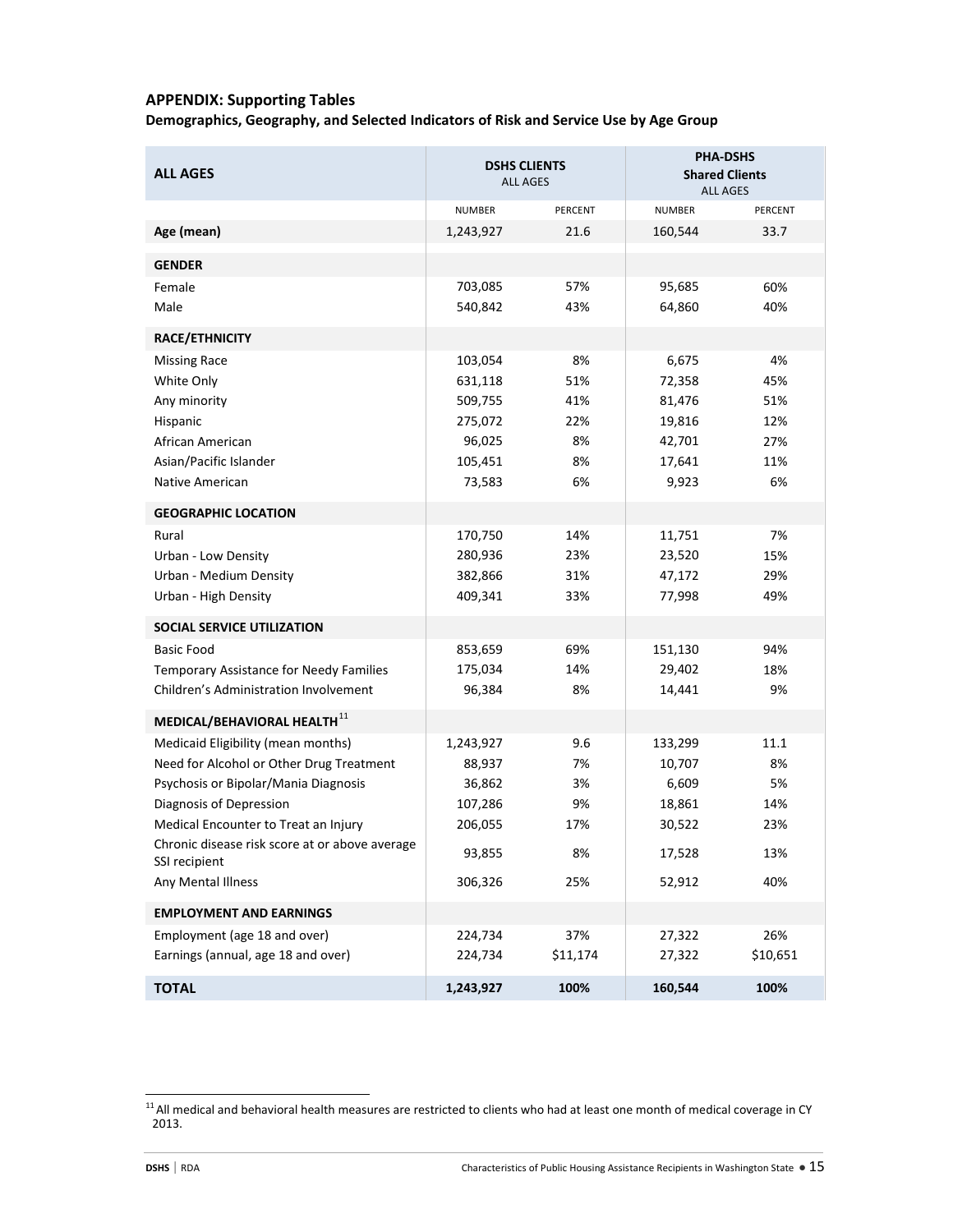## APPENDIX: Supporting Tables

**Demographics, Geography, and Selected Indicators of Risk and Service Use by Age Group**

| ALL AGES | DSHS CLIENTS ALL AGES | | PHA-DSHS Shared Clients ALL AGES | |
|---|---|---|---|---|
| | NUMBER | PERCENT | NUMBER | PERCENT |
| **Age (mean)** | 1,243,927 | 21.6 | 160,544 | 33.7 |
| **GENDER** | | | | |
| Female | 703,085 | 57% | 95,685 | 60% |
| Male | 540,842 | 43% | 64,860 | 40% |
| **RACE/ETHNICITY** | | | | |
| Missing Race | 103,054 | 8% | 6,675 | 4% |
| White Only | 631,118 | 51% | 72,358 | 45% |
| Any minority | 509,755 | 41% | 81,476 | 51% |
| Hispanic | 275,072 | 22% | 19,816 | 12% |
| African American | 96,025 | 8% | 42,701 | 27% |
| Asian/Pacific Islander | 105,451 | 8% | 17,641 | 11% |
| Native American | 73,583 | 6% | 9,923 | 6% |
| **GEOGRAPHIC LOCATION** | | | | |
| Rural | 170,750 | 14% | 11,751 | 7% |
| Urban - Low Density | 280,936 | 23% | 23,520 | 15% |
| Urban - Medium Density | 382,866 | 31% | 47,172 | 29% |
| Urban - High Density | 409,341 | 33% | 77,998 | 49% |
| **SOCIAL SERVICE UTILIZATION** | | | | |
| Basic Food | 853,659 | 69% | 151,130 | 94% |
| Temporary Assistance for Needy Families | 175,034 | 14% | 29,402 | 18% |
| Children's Administration Involvement | 96,384 | 8% | 14,441 | 9% |
| **MEDICAL/BEHAVIORAL HEALTH**[11] | | | | |
| Medicaid Eligibility (mean months) | 1,243,927 | 9.6 | 133,299 | 11.1 |
| Need for Alcohol or Other Drug Treatment | 88,937 | 7% | 10,707 | 8% |
| Psychosis or Bipolar/Mania Diagnosis | 36,862 | 3% | 6,609 | 5% |
| Diagnosis of Depression | 107,286 | 9% | 18,861 | 14% |
| Medical Encounter to Treat an Injury | 206,055 | 17% | 30,522 | 23% |
| Chronic disease risk score at or above average SSI recipient | 93,855 | 8% | 17,528 | 13% |
| Any Mental Illness | 306,326 | 25% | 52,912 | 40% |
| **EMPLOYMENT AND EARNINGS** | | | | |
| Employment (age 18 and over) | 224,734 | 37% | 27,322 | 26% |
| Earnings (annual, age 18 and over) | 224,734 | $11,174 | 27,322 | $10,651 |
| **TOTAL** | **1,243,927** | **100%** | **160,544** | **100%** |

[11] All medical and behavioral health measures are restricted to clients who had at least one month of medical coverage in CY 2013.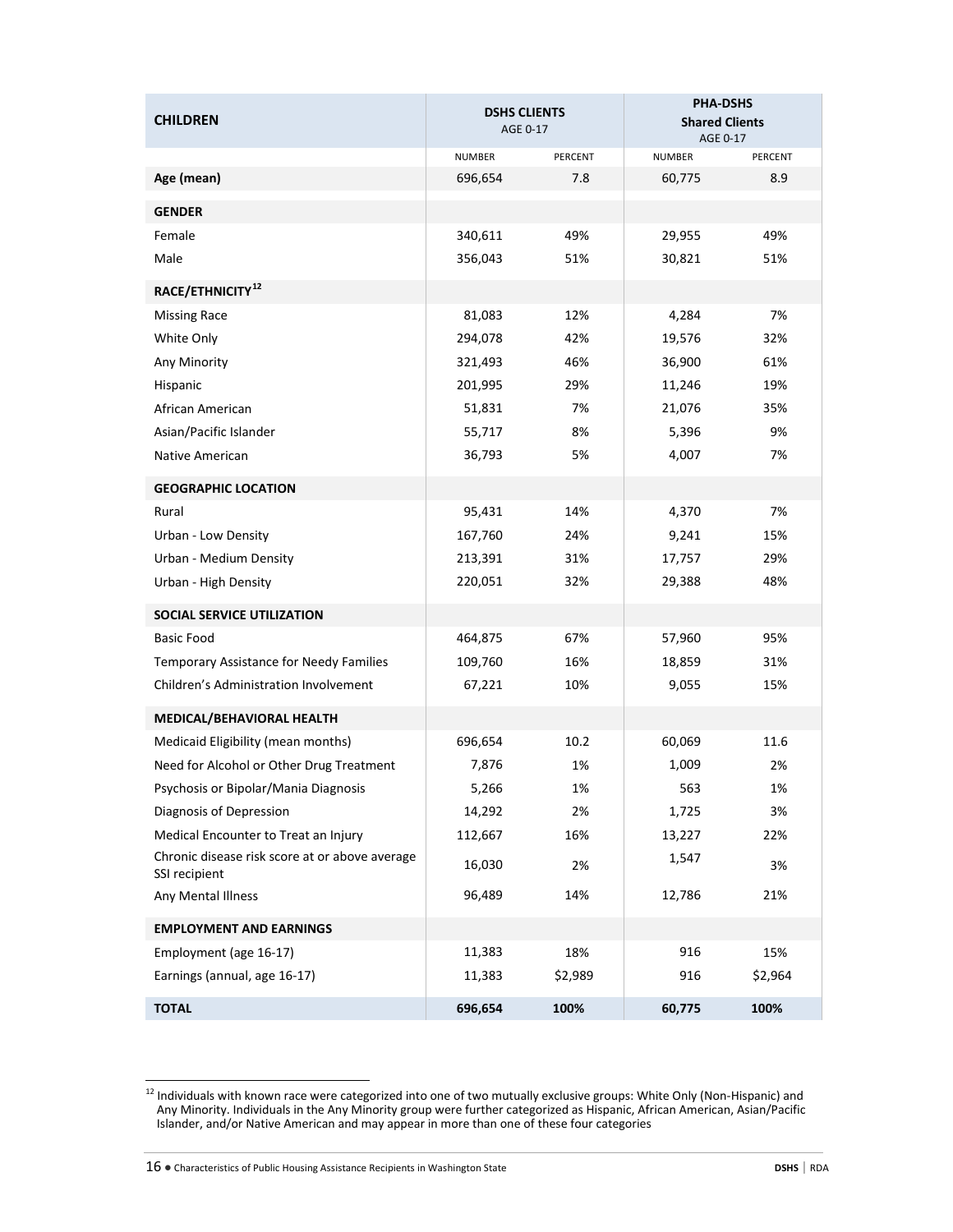| CHILDREN | DSHS CLIENTS AGE 0-17 | | PHA-DSHS Shared Clients AGE 0-17 | |
|---|---|---|---|---|
| | NUMBER | PERCENT | NUMBER | PERCENT |
| **Age (mean)** | 696,654 | 7.8 | 60,775 | 8.9 |
| **GENDER** | | | | |
| Female | 340,611 | 49% | 29,955 | 49% |
| Male | 356,043 | 51% | 30,821 | 51% |
| **RACE/ETHNICITY[12]** | | | | |
| Missing Race | 81,083 | 12% | 4,284 | 7% |
| White Only | 294,078 | 42% | 19,576 | 32% |
| Any Minority | 321,493 | 46% | 36,900 | 61% |
| Hispanic | 201,995 | 29% | 11,246 | 19% |
| African American | 51,831 | 7% | 21,076 | 35% |
| Asian/Pacific Islander | 55,717 | 8% | 5,396 | 9% |
| Native American | 36,793 | 5% | 4,007 | 7% |
| **GEOGRAPHIC LOCATION** | | | | |
| Rural | 95,431 | 14% | 4,370 | 7% |
| Urban - Low Density | 167,760 | 24% | 9,241 | 15% |
| Urban - Medium Density | 213,391 | 31% | 17,757 | 29% |
| Urban - High Density | 220,051 | 32% | 29,388 | 48% |
| **SOCIAL SERVICE UTILIZATION** | | | | |
| Basic Food | 464,875 | 67% | 57,960 | 95% |
| Temporary Assistance for Needy Families | 109,760 | 16% | 18,859 | 31% |
| Children's Administration Involvement | 67,221 | 10% | 9,055 | 15% |
| **MEDICAL/BEHAVIORAL HEALTH** | | | | |
| Medicaid Eligibility (mean months) | 696,654 | 10.2 | 60,069 | 11.6 |
| Need for Alcohol or Other Drug Treatment | 7,876 | 1% | 1,009 | 2% |
| Psychosis or Bipolar/Mania Diagnosis | 5,266 | 1% | 563 | 1% |
| Diagnosis of Depression | 14,292 | 2% | 1,725 | 3% |
| Medical Encounter to Treat an Injury | 112,667 | 16% | 13,227 | 22% |
| Chronic disease risk score at or above average SSI recipient | 16,030 | 2% | 1,547 | 3% |
| Any Mental Illness | 96,489 | 14% | 12,786 | 21% |
| **EMPLOYMENT AND EARNINGS** | | | | |
| Employment (age 16-17) | 11,383 | 18% | 916 | 15% |
| Earnings (annual, age 16-17) | 11,383 | $2,989 | 916 | $2,964 |
| **TOTAL** | **696,654** | **100%** | **60,775** | **100%** |

[12] Individuals with known race were categorized into one of two mutually exclusive groups: White Only (Non-Hispanic) and Any Minority. Individuals in the Any Minority group were further categorized as Hispanic, African American, Asian/Pacific Islander, and/or Native American and may appear in more than one of these four categories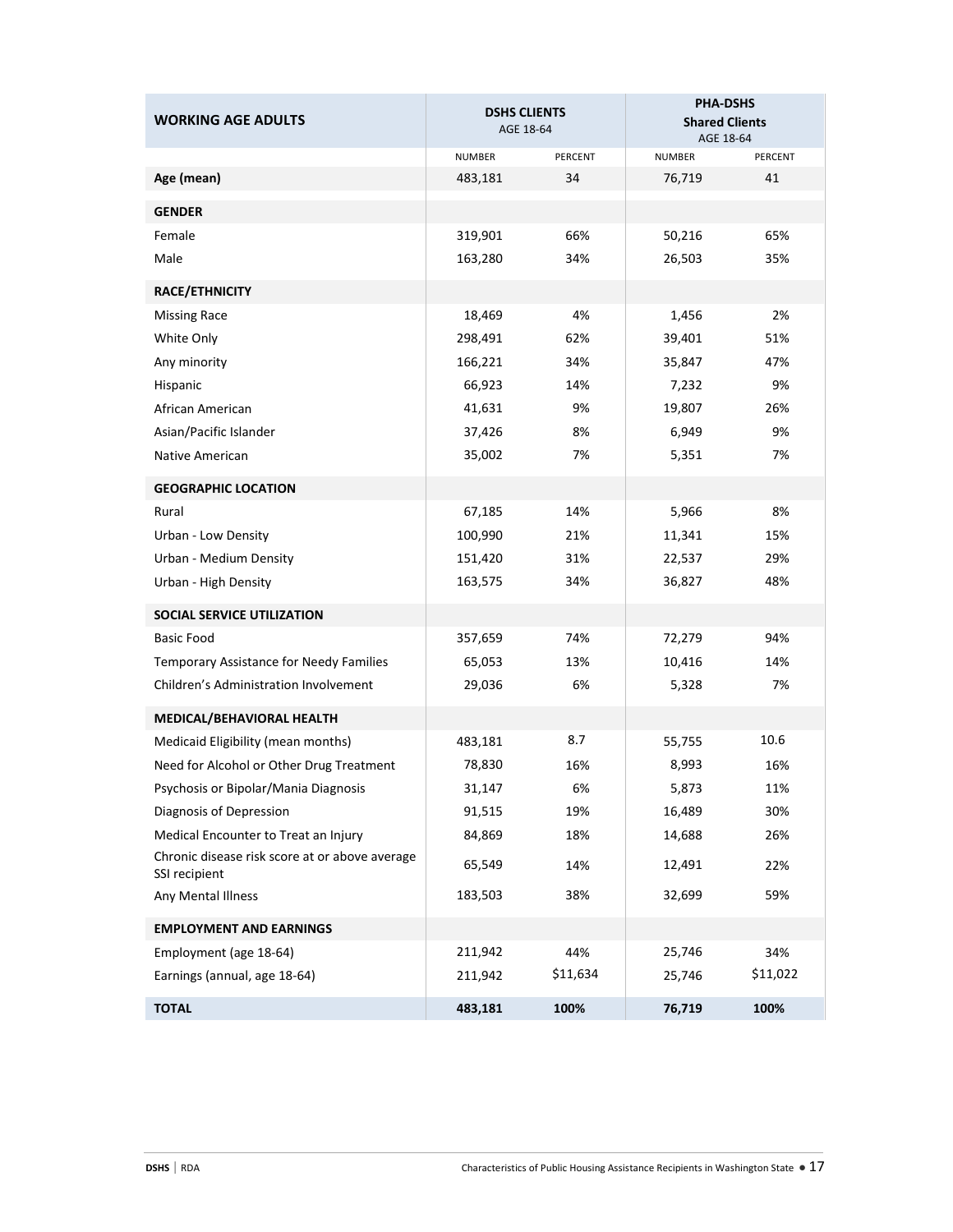| WORKING AGE ADULTS | DSHS CLIENTS AGE 18-64 | | PHA-DSHS **Shared Clients** AGE 18-64 | |
|---|---|---|---|---|
| | NUMBER | PERCENT | NUMBER | PERCENT |
| **Age (mean)** | 483,181 | 34 | 76,719 | 41 |
| **GENDER** | | | | |
| Female | 319,901 | 66% | 50,216 | 65% |
| Male | 163,280 | 34% | 26,503 | 35% |
| **RACE/ETHNICITY** | | | | |
| Missing Race | 18,469 | 4% | 1,456 | 2% |
| White Only | 298,491 | 62% | 39,401 | 51% |
| Any minority | 166,221 | 34% | 35,847 | 47% |
| Hispanic | 66,923 | 14% | 7,232 | 9% |
| African American | 41,631 | 9% | 19,807 | 26% |
| Asian/Pacific Islander | 37,426 | 8% | 6,949 | 9% |
| Native American | 35,002 | 7% | 5,351 | 7% |
| **GEOGRAPHIC LOCATION** | | | | |
| Rural | 67,185 | 14% | 5,966 | 8% |
| Urban - Low Density | 100,990 | 21% | 11,341 | 15% |
| Urban - Medium Density | 151,420 | 31% | 22,537 | 29% |
| Urban - High Density | 163,575 | 34% | 36,827 | 48% |
| **SOCIAL SERVICE UTILIZATION** | | | | |
| Basic Food | 357,659 | 74% | 72,279 | 94% |
| Temporary Assistance for Needy Families | 65,053 | 13% | 10,416 | 14% |
| Children's Administration Involvement | 29,036 | 6% | 5,328 | 7% |
| **MEDICAL/BEHAVIORAL HEALTH** | | | | |
| Medicaid Eligibility (mean months) | 483,181 | 8.7 | 55,755 | 10.6 |
| Need for Alcohol or Other Drug Treatment | 78,830 | 16% | 8,993 | 16% |
| Psychosis or Bipolar/Mania Diagnosis | 31,147 | 6% | 5,873 | 11% |
| Diagnosis of Depression | 91,515 | 19% | 16,489 | 30% |
| Medical Encounter to Treat an Injury | 84,869 | 18% | 14,688 | 26% |
| Chronic disease risk score at or above average SSI recipient | 65,549 | 14% | 12,491 | 22% |
| Any Mental Illness | 183,503 | 38% | 32,699 | 59% |
| **EMPLOYMENT AND EARNINGS** | | | | |
| Employment (age 18-64) | 211,942 | 44% | 25,746 | 34% |
| Earnings (annual, age 18-64) | 211,942 | $11,634 | 25,746 | $11,022 |
| **TOTAL** | **483,181** | **100%** | **76,719** | **100%** |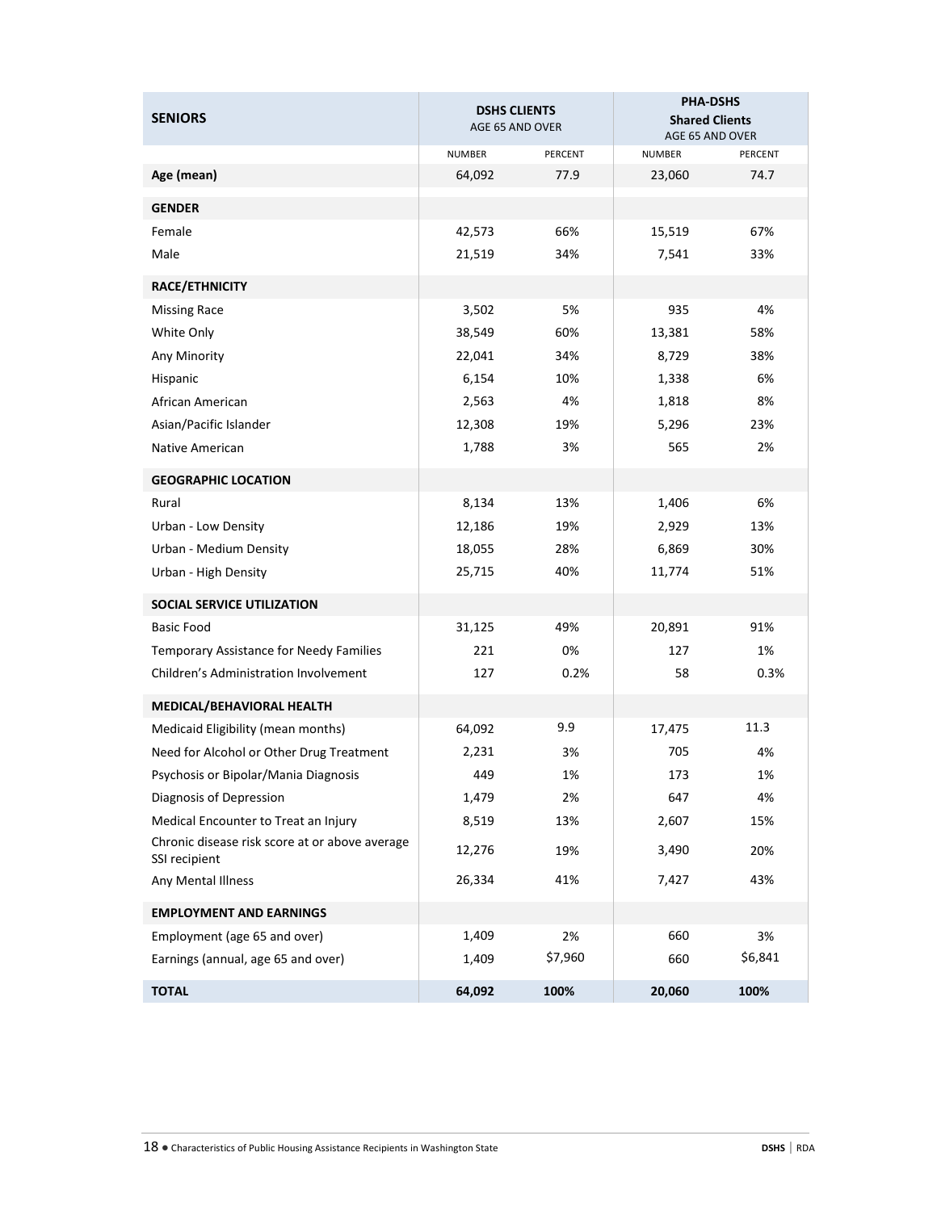| SENIORS | DSHS CLIENTS AGE 65 AND OVER | | PHA-DSHS Shared Clients AGE 65 AND OVER | |
|---|---|---|---|---|
| | NUMBER | PERCENT | NUMBER | PERCENT |
| **Age (mean)** | 64,092 | 77.9 | 23,060 | 74.7 |
| **GENDER** | | | | |
| Female | 42,573 | 66% | 15,519 | 67% |
| Male | 21,519 | 34% | 7,541 | 33% |
| **RACE/ETHNICITY** | | | | |
| Missing Race | 3,502 | 5% | 935 | 4% |
| White Only | 38,549 | 60% | 13,381 | 58% |
| Any Minority | 22,041 | 34% | 8,729 | 38% |
| Hispanic | 6,154 | 10% | 1,338 | 6% |
| African American | 2,563 | 4% | 1,818 | 8% |
| Asian/Pacific Islander | 12,308 | 19% | 5,296 | 23% |
| Native American | 1,788 | 3% | 565 | 2% |
| **GEOGRAPHIC LOCATION** | | | | |
| Rural | 8,134 | 13% | 1,406 | 6% |
| Urban - Low Density | 12,186 | 19% | 2,929 | 13% |
| Urban - Medium Density | 18,055 | 28% | 6,869 | 30% |
| Urban - High Density | 25,715 | 40% | 11,774 | 51% |
| **SOCIAL SERVICE UTILIZATION** | | | | |
| Basic Food | 31,125 | 49% | 20,891 | 91% |
| Temporary Assistance for Needy Families | 221 | 0% | 127 | 1% |
| Children's Administration Involvement | 127 | 0.2% | 58 | 0.3% |
| **MEDICAL/BEHAVIORAL HEALTH** | | | | |
| Medicaid Eligibility (mean months) | 64,092 | 9.9 | 17,475 | 11.3 |
| Need for Alcohol or Other Drug Treatment | 2,231 | 3% | 705 | 4% |
| Psychosis or Bipolar/Mania Diagnosis | 449 | 1% | 173 | 1% |
| Diagnosis of Depression | 1,479 | 2% | 647 | 4% |
| Medical Encounter to Treat an Injury | 8,519 | 13% | 2,607 | 15% |
| Chronic disease risk score at or above average SSI recipient | 12,276 | 19% | 3,490 | 20% |
| Any Mental Illness | 26,334 | 41% | 7,427 | 43% |
| **EMPLOYMENT AND EARNINGS** | | | | |
| Employment (age 65 and over) | 1,409 | 2% | 660 | 3% |
| Earnings (annual, age 65 and over) | 1,409 | $7,960 | 660 | $6,841 |
| **TOTAL** | **64,092** | **100%** | **20,060** | **100%** |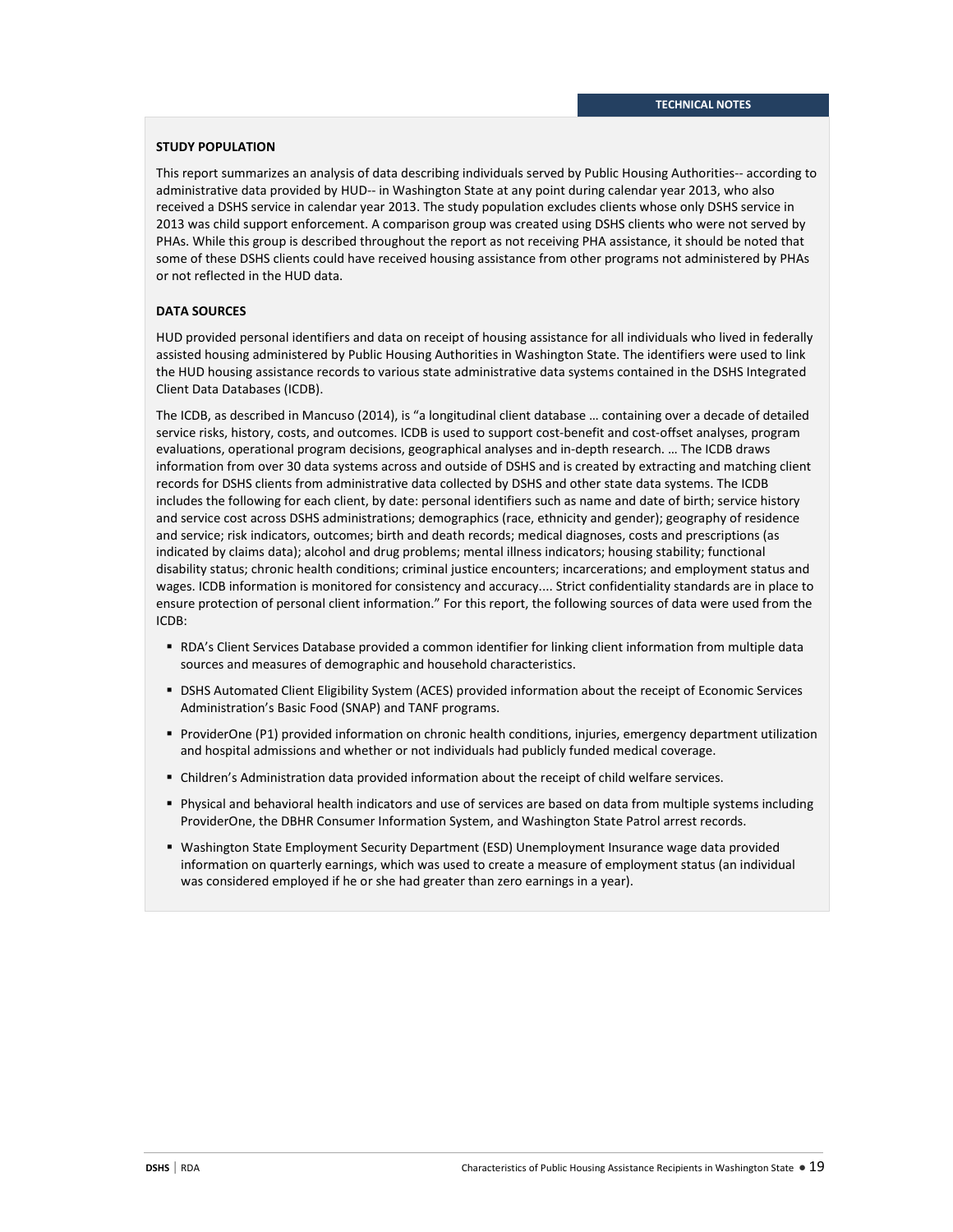## TECHNICAL NOTES

### STUDY POPULATION

This report summarizes an analysis of data describing individuals served by Public Housing Authorities-- according to administrative data provided by HUD-- in Washington State at any point during calendar year 2013, who also received a DSHS service in calendar year 2013. The study population excludes clients whose only DSHS service in 2013 was child support enforcement. A comparison group was created using DSHS clients who were not served by PHAs. While this group is described throughout the report as not receiving PHA assistance, it should be noted that some of these DSHS clients could have received housing assistance from other programs not administered by PHAs or not reflected in the HUD data.

### DATA SOURCES

HUD provided personal identifiers and data on receipt of housing assistance for all individuals who lived in federally assisted housing administered by Public Housing Authorities in Washington State. The identifiers were used to link the HUD housing assistance records to various state administrative data systems contained in the DSHS Integrated Client Data Databases (ICDB).

The ICDB, as described in Mancuso (2014), is "a longitudinal client database … containing over a decade of detailed service risks, history, costs, and outcomes. ICDB is used to support cost-benefit and cost-offset analyses, program evaluations, operational program decisions, geographical analyses and in-depth research. … The ICDB draws information from over 30 data systems across and outside of DSHS and is created by extracting and matching client records for DSHS clients from administrative data collected by DSHS and other state data systems. The ICDB includes the following for each client, by date: personal identifiers such as name and date of birth; service history and service cost across DSHS administrations; demographics (race, ethnicity and gender); geography of residence and service; risk indicators, outcomes; birth and death records; medical diagnoses, costs and prescriptions (as indicated by claims data); alcohol and drug problems; mental illness indicators; housing stability; functional disability status; chronic health conditions; criminal justice encounters; incarcerations; and employment status and wages. ICDB information is monitored for consistency and accuracy.... Strict confidentiality standards are in place to ensure protection of personal client information." For this report, the following sources of data were used from the ICDB:

- RDA's Client Services Database provided a common identifier for linking client information from multiple data sources and measures of demographic and household characteristics.
- DSHS Automated Client Eligibility System (ACES) provided information about the receipt of Economic Services Administration's Basic Food (SNAP) and TANF programs.
- ProviderOne (P1) provided information on chronic health conditions, injuries, emergency department utilization and hospital admissions and whether or not individuals had publicly funded medical coverage.
- Children's Administration data provided information about the receipt of child welfare services.
- Physical and behavioral health indicators and use of services are based on data from multiple systems including ProviderOne, the DBHR Consumer Information System, and Washington State Patrol arrest records.
- Washington State Employment Security Department (ESD) Unemployment Insurance wage data provided information on quarterly earnings, which was used to create a measure of employment status (an individual was considered employed if he or she had greater than zero earnings in a year).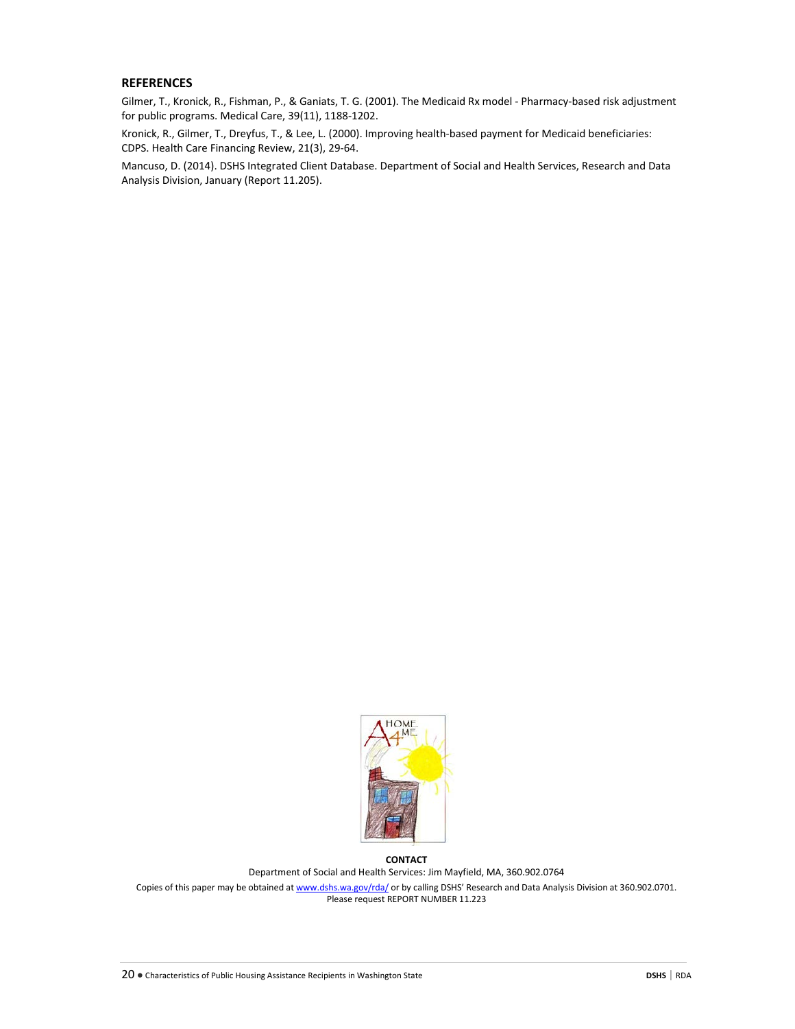## REFERENCES

Gilmer, T., Kronick, R., Fishman, P., & Ganiats, T. G. (2001). The Medicaid Rx model - Pharmacy-based risk adjustment for public programs. Medical Care, 39(11), 1188-1202.

Kronick, R., Gilmer, T., Dreyfus, T., & Lee, L. (2000). Improving health-based payment for Medicaid beneficiaries: CDPS. Health Care Financing Review, 21(3), 29-64.

Mancuso, D. (2014). DSHS Integrated Client Database. Department of Social and Health Services, Research and Data Analysis Division, January (Report 11.205).

**CONTACT**

Department of Social and Health Services: Jim Mayfield, MA, 360.902.0764

Copies of this paper may be obtained at www.dshs.wa.gov/rda/ or by calling DSHS' Research and Data Analysis Division at 360.902.0701. Please request REPORT NUMBER 11.223